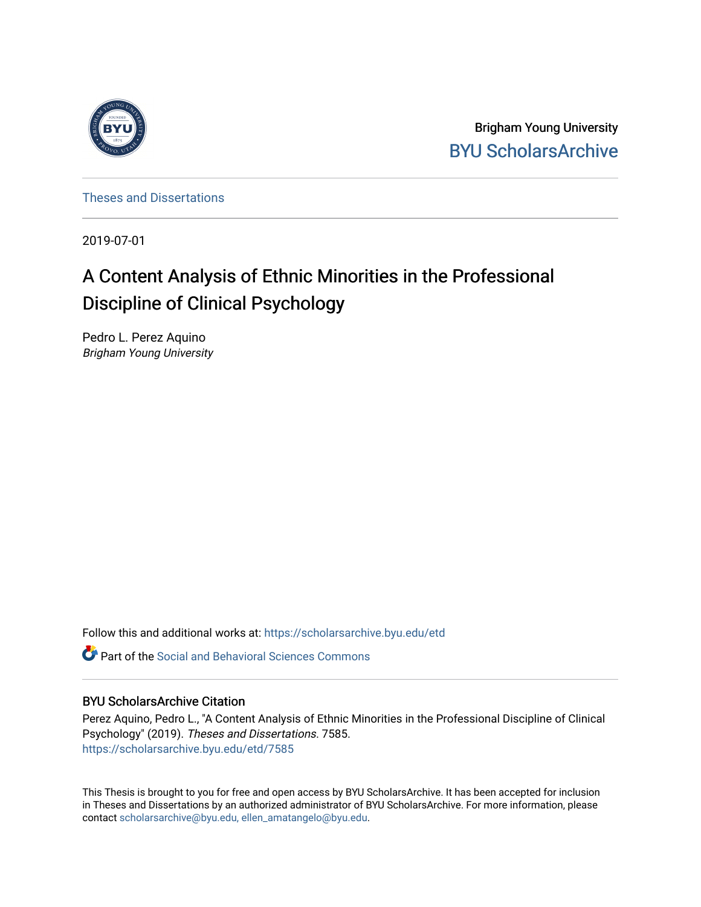Brigham Young University

BYU ScholarsArchive

Theses and Dissertations

2019-07-01

# A Content Analysis of Ethnic Minorities in the Professional Discipline of Clinical Psychology

Pedro L. Perez Aquino
*Brigham Young University*

Follow this and additional works at: https://scholarsarchive.byu.edu/etd

Part of the Social and Behavioral Sciences Commons

## BYU ScholarsArchive Citation

Perez Aquino, Pedro L., "A Content Analysis of Ethnic Minorities in the Professional Discipline of Clinical Psychology" (2019). *Theses and Dissertations*. 7585.
https://scholarsarchive.byu.edu/etd/7585

This Thesis is brought to you for free and open access by BYU ScholarsArchive. It has been accepted for inclusion in Theses and Dissertations by an authorized administrator of BYU ScholarsArchive. For more information, please contact scholarsarchive@byu.edu, ellen_amatangelo@byu.edu.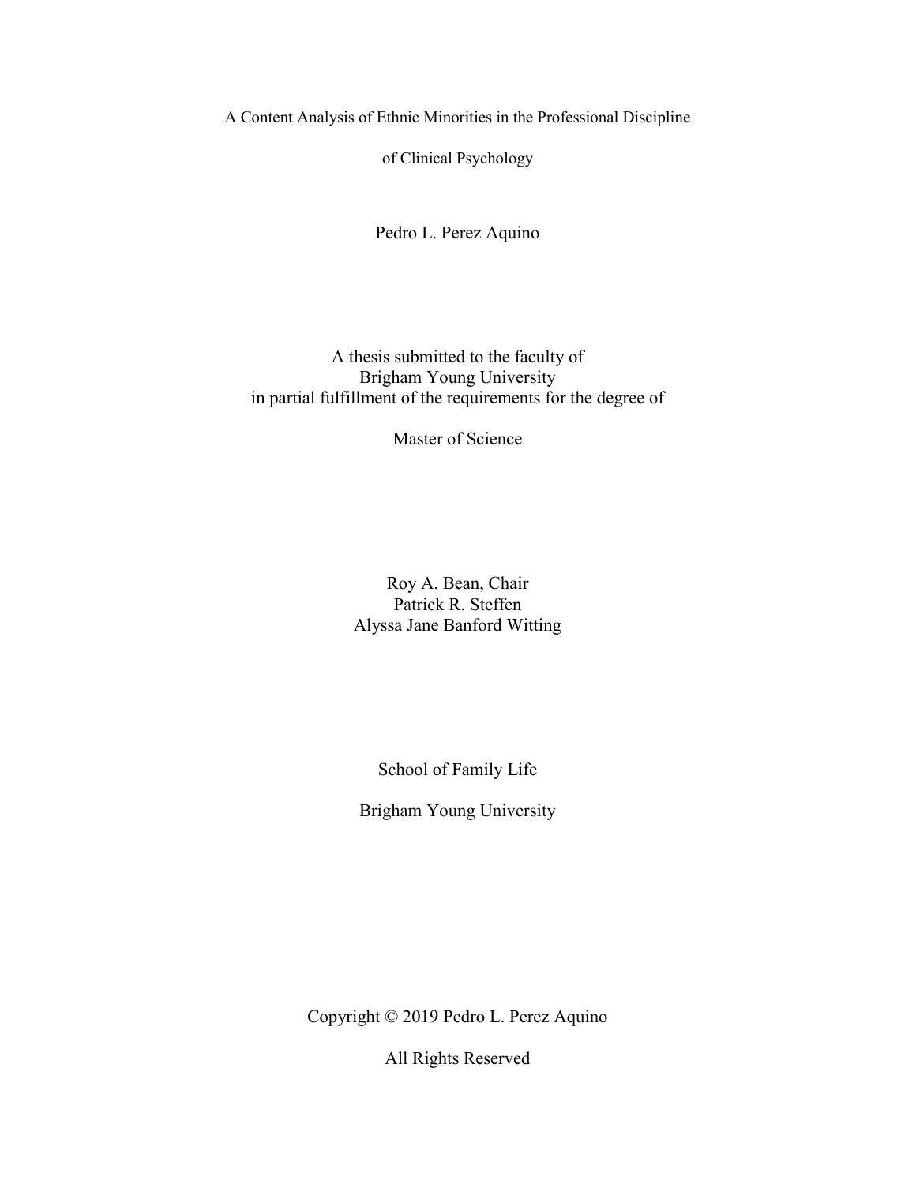# A Content Analysis of Ethnic Minorities in the Professional Discipline of Clinical Psychology

Pedro L. Perez Aquino

A thesis submitted to the faculty of
Brigham Young University
in partial fulfillment of the requirements for the degree of

Master of Science

Roy A. Bean, Chair
Patrick R. Steffen
Alyssa Jane Banford Witting

School of Family Life

Brigham Young University

Copyright © 2019 Pedro L. Perez Aquino

All Rights Reserved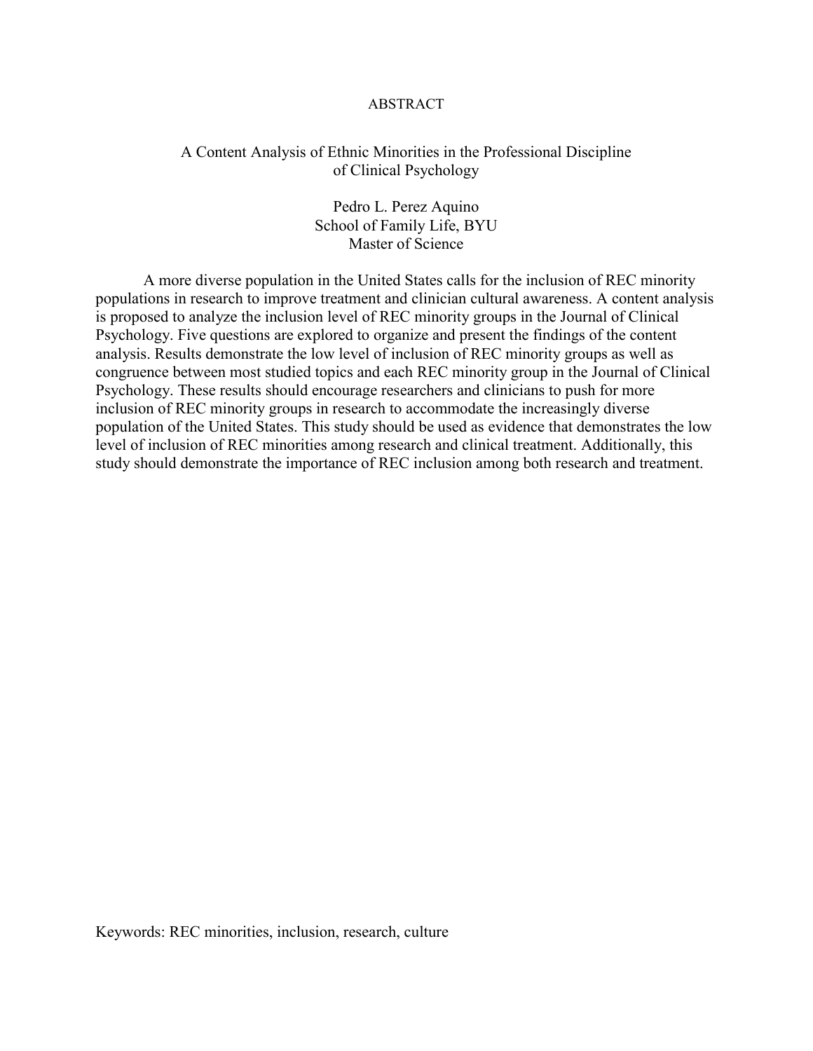# ABSTRACT

## A Content Analysis of Ethnic Minorities in the Professional Discipline of Clinical Psychology

Pedro L. Perez Aquino
School of Family Life, BYU
Master of Science

A more diverse population in the United States calls for the inclusion of REC minority populations in research to improve treatment and clinician cultural awareness. A content analysis is proposed to analyze the inclusion level of REC minority groups in the Journal of Clinical Psychology. Five questions are explored to organize and present the findings of the content analysis. Results demonstrate the low level of inclusion of REC minority groups as well as congruence between most studied topics and each REC minority group in the Journal of Clinical Psychology. These results should encourage researchers and clinicians to push for more inclusion of REC minority groups in research to accommodate the increasingly diverse population of the United States. This study should be used as evidence that demonstrates the low level of inclusion of REC minorities among research and clinical treatment. Additionally, this study should demonstrate the importance of REC inclusion among both research and treatment.

Keywords: REC minorities, inclusion, research, culture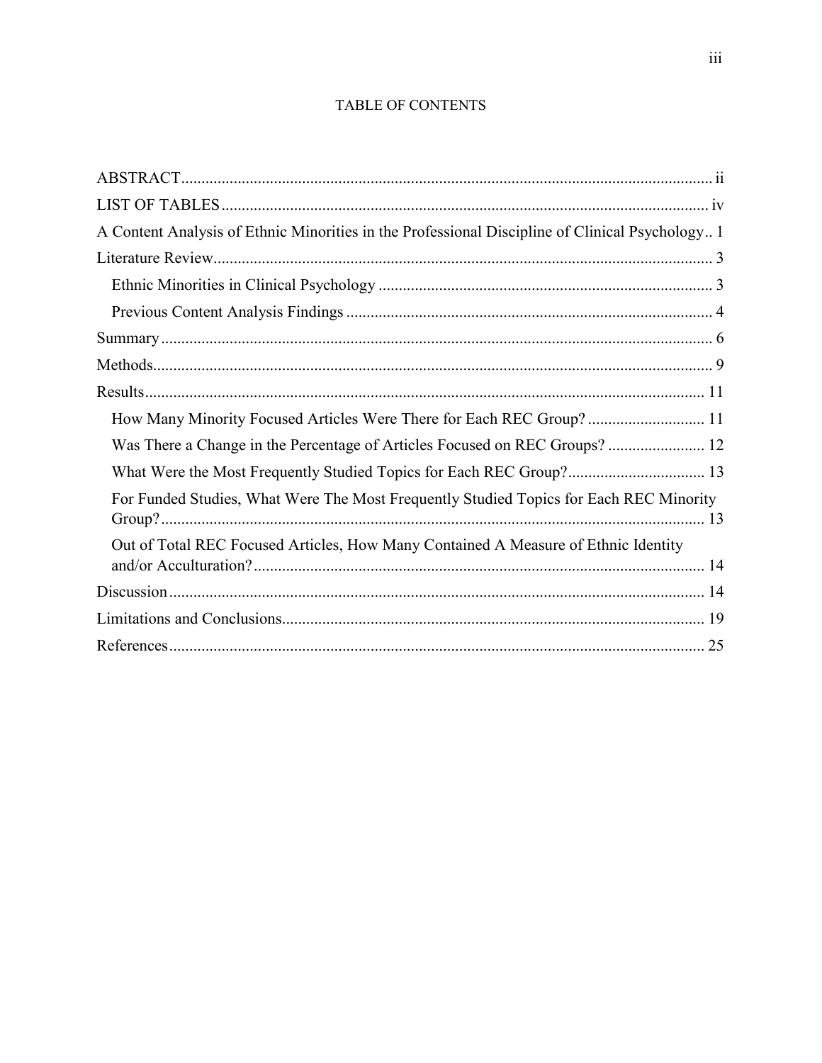# TABLE OF CONTENTS

- ABSTRACT .......... ii
- LIST OF TABLES .......... iv
- A Content Analysis of Ethnic Minorities in the Professional Discipline of Clinical Psychology .......... 1
- Literature Review .......... 3
  - Ethnic Minorities in Clinical Psychology .......... 3
  - Previous Content Analysis Findings .......... 4
- Summary .......... 6
- Methods .......... 9
- Results .......... 11
  - How Many Minority Focused Articles Were There for Each REC Group? .......... 11
  - Was There a Change in the Percentage of Articles Focused on REC Groups? .......... 12
  - What Were the Most Frequently Studied Topics for Each REC Group? .......... 13
  - For Funded Studies, What Were The Most Frequently Studied Topics for Each REC Minority Group? .......... 13
  - Out of Total REC Focused Articles, How Many Contained A Measure of Ethnic Identity and/or Acculturation? .......... 14
- Discussion .......... 14
- Limitations and Conclusions .......... 19
- References .......... 25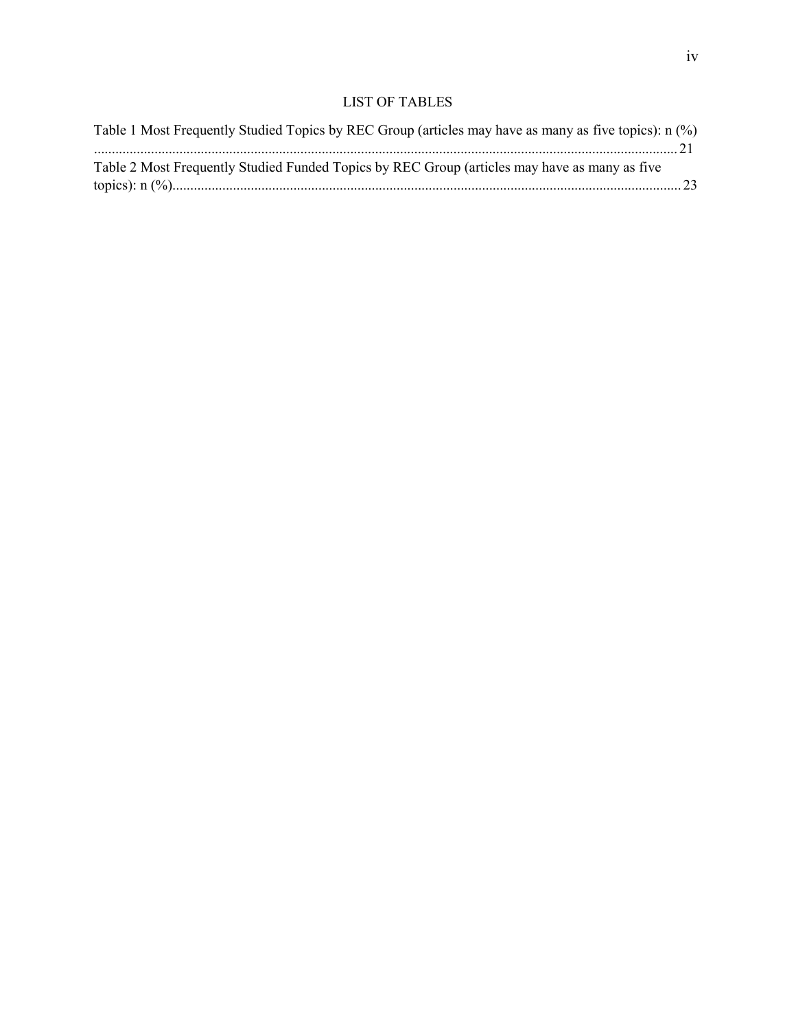# LIST OF TABLES

Table 1 Most Frequently Studied Topics by REC Group (articles may have as many as five topics): n (%) ........................................................................................................................................... 21

Table 2 Most Frequently Studied Funded Topics by REC Group (articles may have as many as five topics): n (%)........................................................................................................................... 23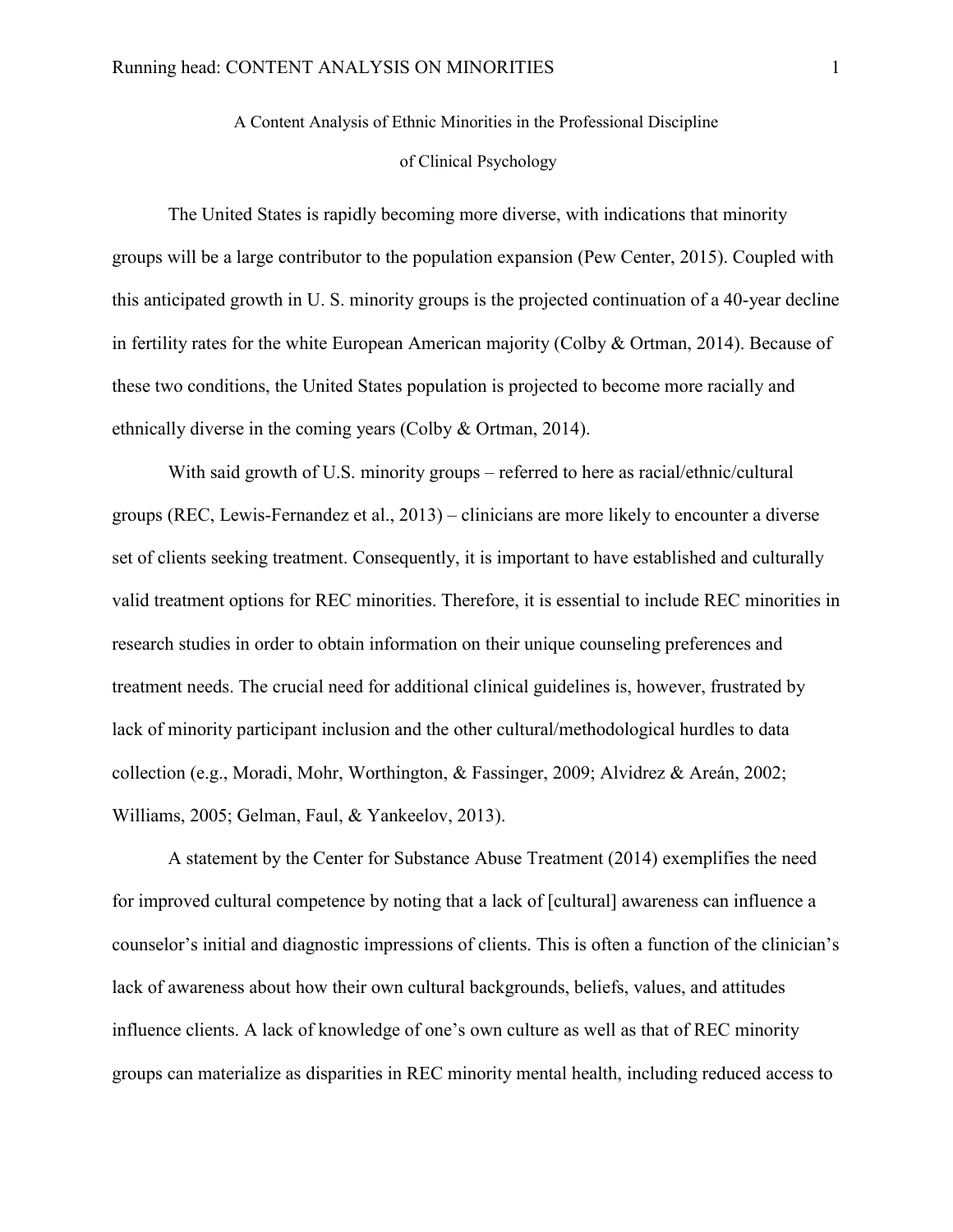A Content Analysis of Ethnic Minorities in the Professional Discipline of Clinical Psychology

The United States is rapidly becoming more diverse, with indications that minority groups will be a large contributor to the population expansion (Pew Center, 2015). Coupled with this anticipated growth in U. S. minority groups is the projected continuation of a 40-year decline in fertility rates for the white European American majority (Colby & Ortman, 2014). Because of these two conditions, the United States population is projected to become more racially and ethnically diverse in the coming years (Colby & Ortman, 2014).

With said growth of U.S. minority groups – referred to here as racial/ethnic/cultural groups (REC, Lewis-Fernandez et al., 2013) – clinicians are more likely to encounter a diverse set of clients seeking treatment. Consequently, it is important to have established and culturally valid treatment options for REC minorities. Therefore, it is essential to include REC minorities in research studies in order to obtain information on their unique counseling preferences and treatment needs. The crucial need for additional clinical guidelines is, however, frustrated by lack of minority participant inclusion and the other cultural/methodological hurdles to data collection (e.g., Moradi, Mohr, Worthington, & Fassinger, 2009; Alvidrez & Areán, 2002; Williams, 2005; Gelman, Faul, & Yankeelov, 2013).

A statement by the Center for Substance Abuse Treatment (2014) exemplifies the need for improved cultural competence by noting that a lack of [cultural] awareness can influence a counselor's initial and diagnostic impressions of clients. This is often a function of the clinician's lack of awareness about how their own cultural backgrounds, beliefs, values, and attitudes influence clients. A lack of knowledge of one's own culture as well as that of REC minority groups can materialize as disparities in REC minority mental health, including reduced access to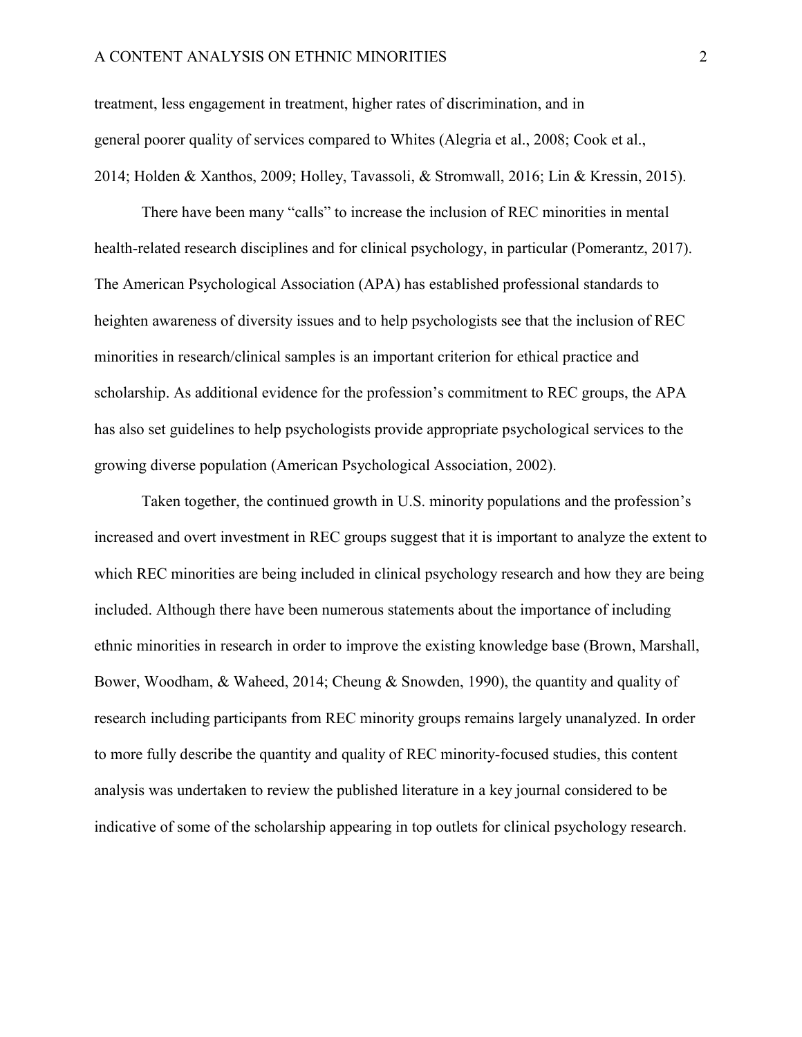treatment, less engagement in treatment, higher rates of discrimination, and in general poorer quality of services compared to Whites (Alegria et al., 2008; Cook et al., 2014; Holden & Xanthos, 2009; Holley, Tavassoli, & Stromwall, 2016; Lin & Kressin, 2015).

There have been many "calls" to increase the inclusion of REC minorities in mental health-related research disciplines and for clinical psychology, in particular (Pomerantz, 2017). The American Psychological Association (APA) has established professional standards to heighten awareness of diversity issues and to help psychologists see that the inclusion of REC minorities in research/clinical samples is an important criterion for ethical practice and scholarship. As additional evidence for the profession's commitment to REC groups, the APA has also set guidelines to help psychologists provide appropriate psychological services to the growing diverse population (American Psychological Association, 2002).

Taken together, the continued growth in U.S. minority populations and the profession's increased and overt investment in REC groups suggest that it is important to analyze the extent to which REC minorities are being included in clinical psychology research and how they are being included. Although there have been numerous statements about the importance of including ethnic minorities in research in order to improve the existing knowledge base (Brown, Marshall, Bower, Woodham, & Waheed, 2014; Cheung & Snowden, 1990), the quantity and quality of research including participants from REC minority groups remains largely unanalyzed. In order to more fully describe the quantity and quality of REC minority-focused studies, this content analysis was undertaken to review the published literature in a key journal considered to be indicative of some of the scholarship appearing in top outlets for clinical psychology research.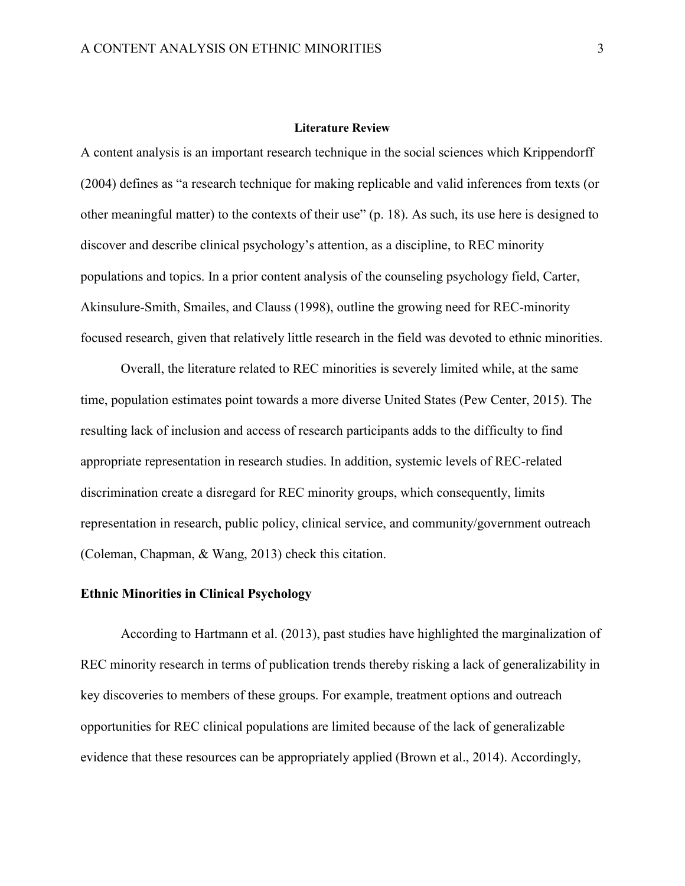## Literature Review

A content analysis is an important research technique in the social sciences which Krippendorff (2004) defines as "a research technique for making replicable and valid inferences from texts (or other meaningful matter) to the contexts of their use" (p. 18). As such, its use here is designed to discover and describe clinical psychology's attention, as a discipline, to REC minority populations and topics. In a prior content analysis of the counseling psychology field, Carter, Akinsulure-Smith, Smailes, and Clauss (1998), outline the growing need for REC-minority focused research, given that relatively little research in the field was devoted to ethnic minorities.

Overall, the literature related to REC minorities is severely limited while, at the same time, population estimates point towards a more diverse United States (Pew Center, 2015). The resulting lack of inclusion and access of research participants adds to the difficulty to find appropriate representation in research studies. In addition, systemic levels of REC-related discrimination create a disregard for REC minority groups, which consequently, limits representation in research, public policy, clinical service, and community/government outreach (Coleman, Chapman, & Wang, 2013) check this citation.

### Ethnic Minorities in Clinical Psychology

According to Hartmann et al. (2013), past studies have highlighted the marginalization of REC minority research in terms of publication trends thereby risking a lack of generalizability in key discoveries to members of these groups. For example, treatment options and outreach opportunities for REC clinical populations are limited because of the lack of generalizable evidence that these resources can be appropriately applied (Brown et al., 2014). Accordingly,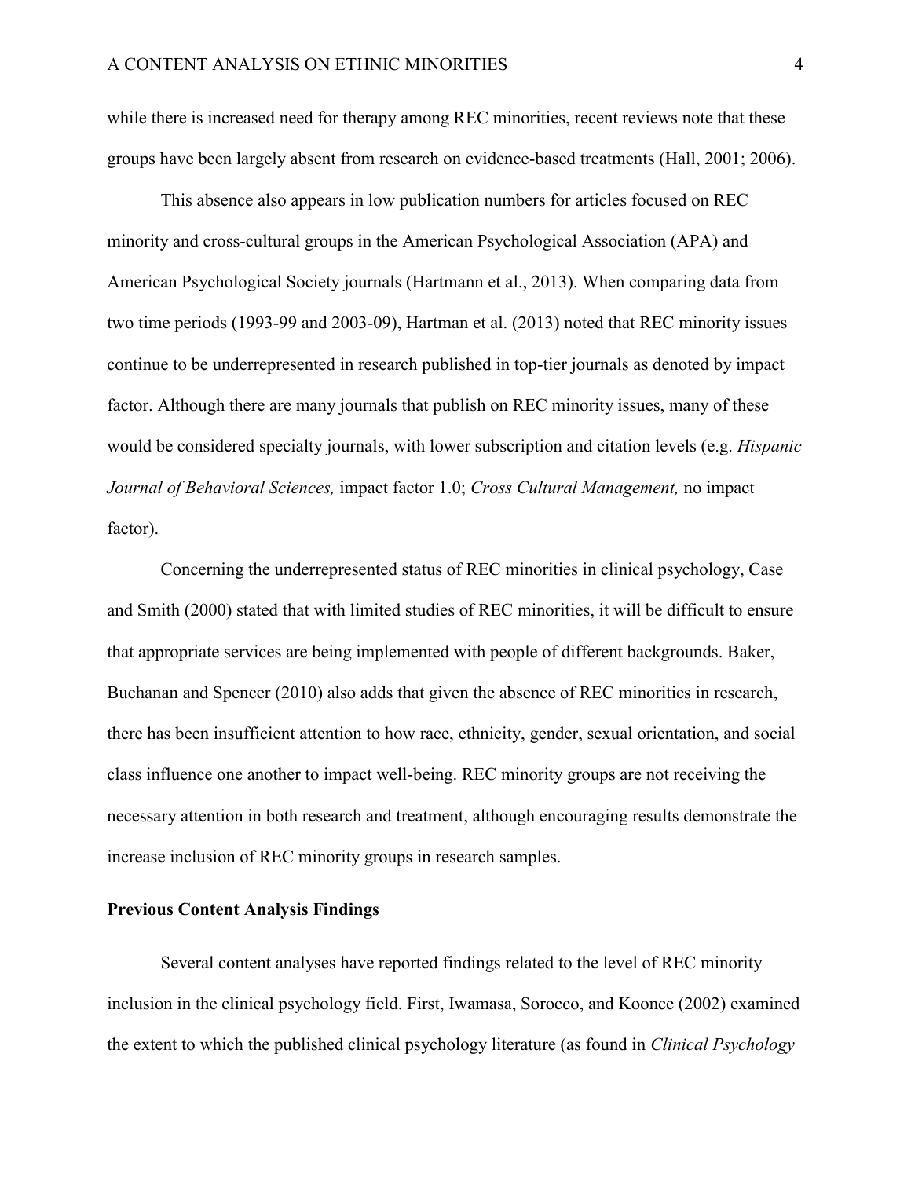while there is increased need for therapy among REC minorities, recent reviews note that these groups have been largely absent from research on evidence-based treatments (Hall, 2001; 2006).

This absence also appears in low publication numbers for articles focused on REC minority and cross-cultural groups in the American Psychological Association (APA) and American Psychological Society journals (Hartmann et al., 2013). When comparing data from two time periods (1993-99 and 2003-09), Hartman et al. (2013) noted that REC minority issues continue to be underrepresented in research published in top-tier journals as denoted by impact factor. Although there are many journals that publish on REC minority issues, many of these would be considered specialty journals, with lower subscription and citation levels (e.g. *Hispanic Journal of Behavioral Sciences,* impact factor 1.0; *Cross Cultural Management,* no impact factor).

Concerning the underrepresented status of REC minorities in clinical psychology, Case and Smith (2000) stated that with limited studies of REC minorities, it will be difficult to ensure that appropriate services are being implemented with people of different backgrounds. Baker, Buchanan and Spencer (2010) also adds that given the absence of REC minorities in research, there has been insufficient attention to how race, ethnicity, gender, sexual orientation, and social class influence one another to impact well-being. REC minority groups are not receiving the necessary attention in both research and treatment, although encouraging results demonstrate the increase inclusion of REC minority groups in research samples.

**Previous Content Analysis Findings**

Several content analyses have reported findings related to the level of REC minority inclusion in the clinical psychology field. First, Iwamasa, Sorocco, and Koonce (2002) examined the extent to which the published clinical psychology literature (as found in *Clinical Psychology*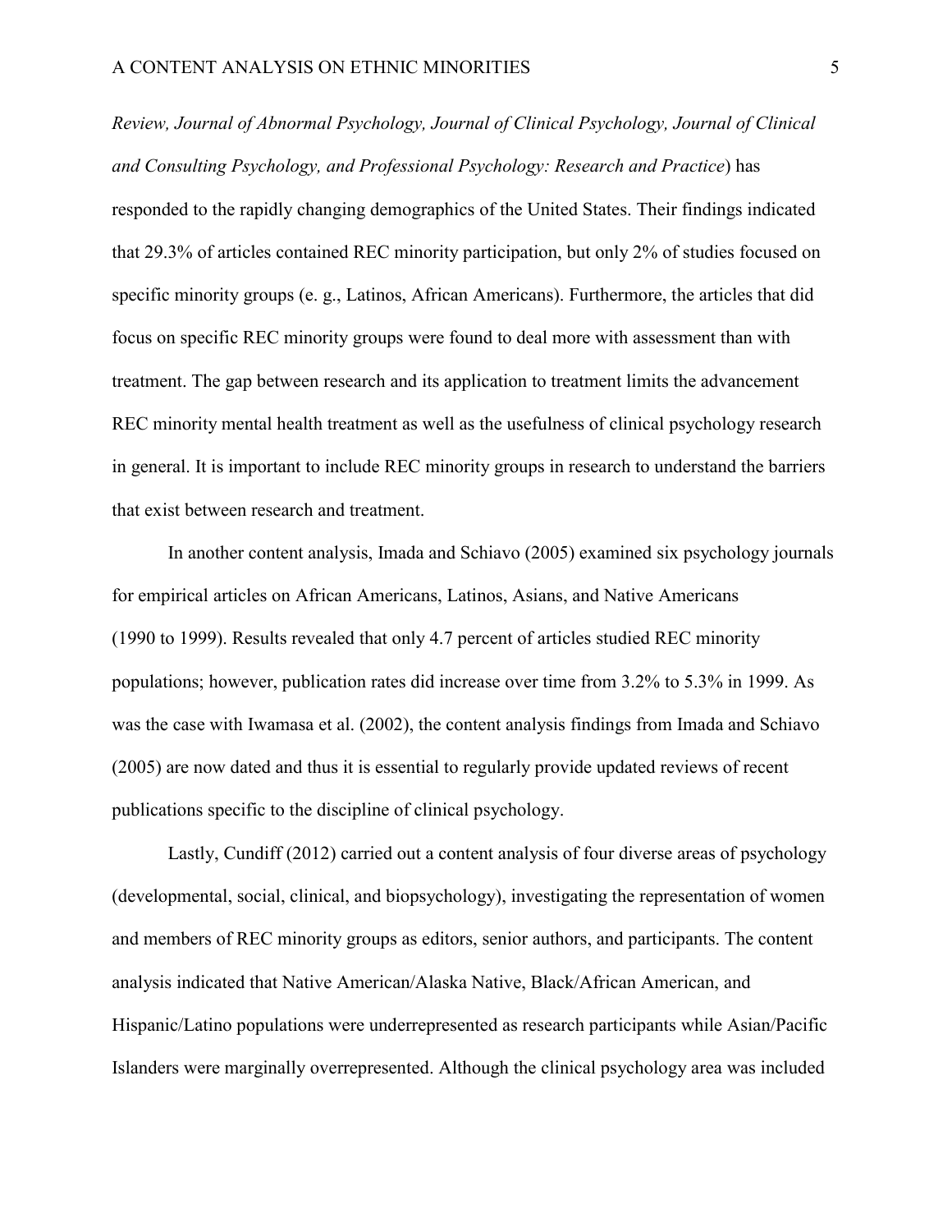*Review, Journal of Abnormal Psychology, Journal of Clinical Psychology, Journal of Clinical and Consulting Psychology, and Professional Psychology: Research and Practice*) has responded to the rapidly changing demographics of the United States. Their findings indicated that 29.3% of articles contained REC minority participation, but only 2% of studies focused on specific minority groups (e. g., Latinos, African Americans). Furthermore, the articles that did focus on specific REC minority groups were found to deal more with assessment than with treatment. The gap between research and its application to treatment limits the advancement REC minority mental health treatment as well as the usefulness of clinical psychology research in general. It is important to include REC minority groups in research to understand the barriers that exist between research and treatment.

In another content analysis, Imada and Schiavo (2005) examined six psychology journals for empirical articles on African Americans, Latinos, Asians, and Native Americans (1990 to 1999). Results revealed that only 4.7 percent of articles studied REC minority populations; however, publication rates did increase over time from 3.2% to 5.3% in 1999. As was the case with Iwamasa et al. (2002), the content analysis findings from Imada and Schiavo (2005) are now dated and thus it is essential to regularly provide updated reviews of recent publications specific to the discipline of clinical psychology.

Lastly, Cundiff (2012) carried out a content analysis of four diverse areas of psychology (developmental, social, clinical, and biopsychology), investigating the representation of women and members of REC minority groups as editors, senior authors, and participants. The content analysis indicated that Native American/Alaska Native, Black/African American, and Hispanic/Latino populations were underrepresented as research participants while Asian/Pacific Islanders were marginally overrepresented. Although the clinical psychology area was included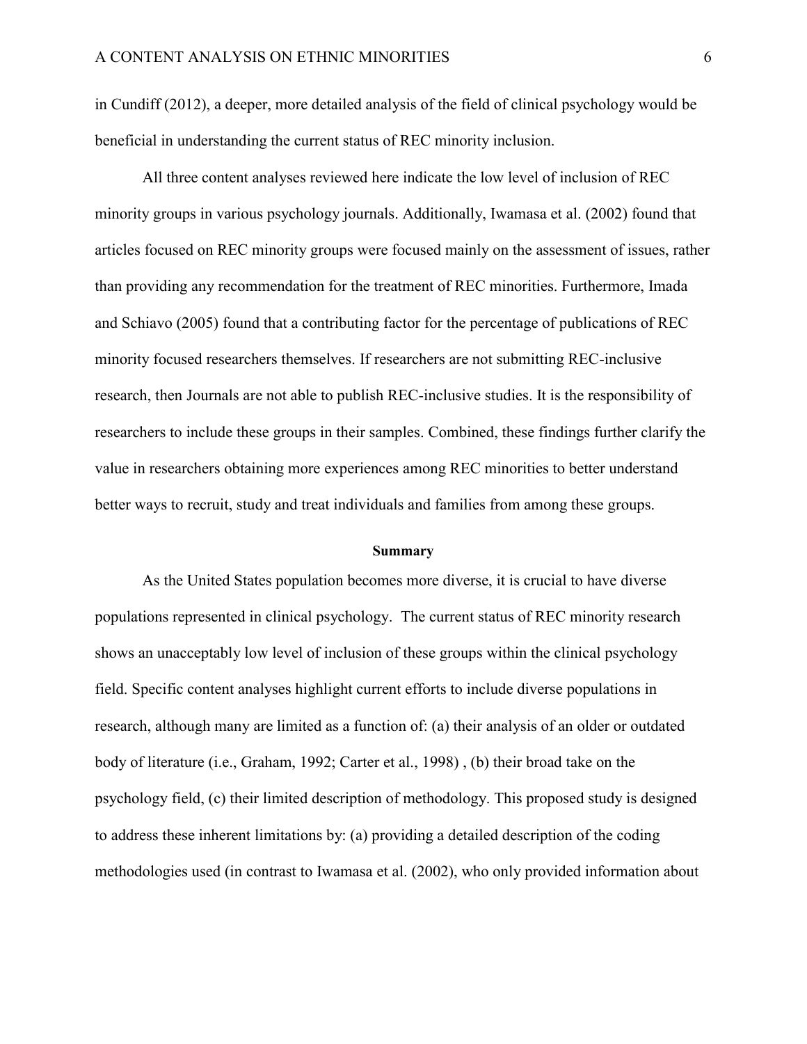in Cundiff (2012), a deeper, more detailed analysis of the field of clinical psychology would be beneficial in understanding the current status of REC minority inclusion.

All three content analyses reviewed here indicate the low level of inclusion of REC minority groups in various psychology journals. Additionally, Iwamasa et al. (2002) found that articles focused on REC minority groups were focused mainly on the assessment of issues, rather than providing any recommendation for the treatment of REC minorities. Furthermore, Imada and Schiavo (2005) found that a contributing factor for the percentage of publications of REC minority focused researchers themselves. If researchers are not submitting REC-inclusive research, then Journals are not able to publish REC-inclusive studies. It is the responsibility of researchers to include these groups in their samples. Combined, these findings further clarify the value in researchers obtaining more experiences among REC minorities to better understand better ways to recruit, study and treat individuals and families from among these groups.

**Summary**

As the United States population becomes more diverse, it is crucial to have diverse populations represented in clinical psychology. The current status of REC minority research shows an unacceptably low level of inclusion of these groups within the clinical psychology field. Specific content analyses highlight current efforts to include diverse populations in research, although many are limited as a function of: (a) their analysis of an older or outdated body of literature (i.e., Graham, 1992; Carter et al., 1998) , (b) their broad take on the psychology field, (c) their limited description of methodology. This proposed study is designed to address these inherent limitations by: (a) providing a detailed description of the coding methodologies used (in contrast to Iwamasa et al. (2002), who only provided information about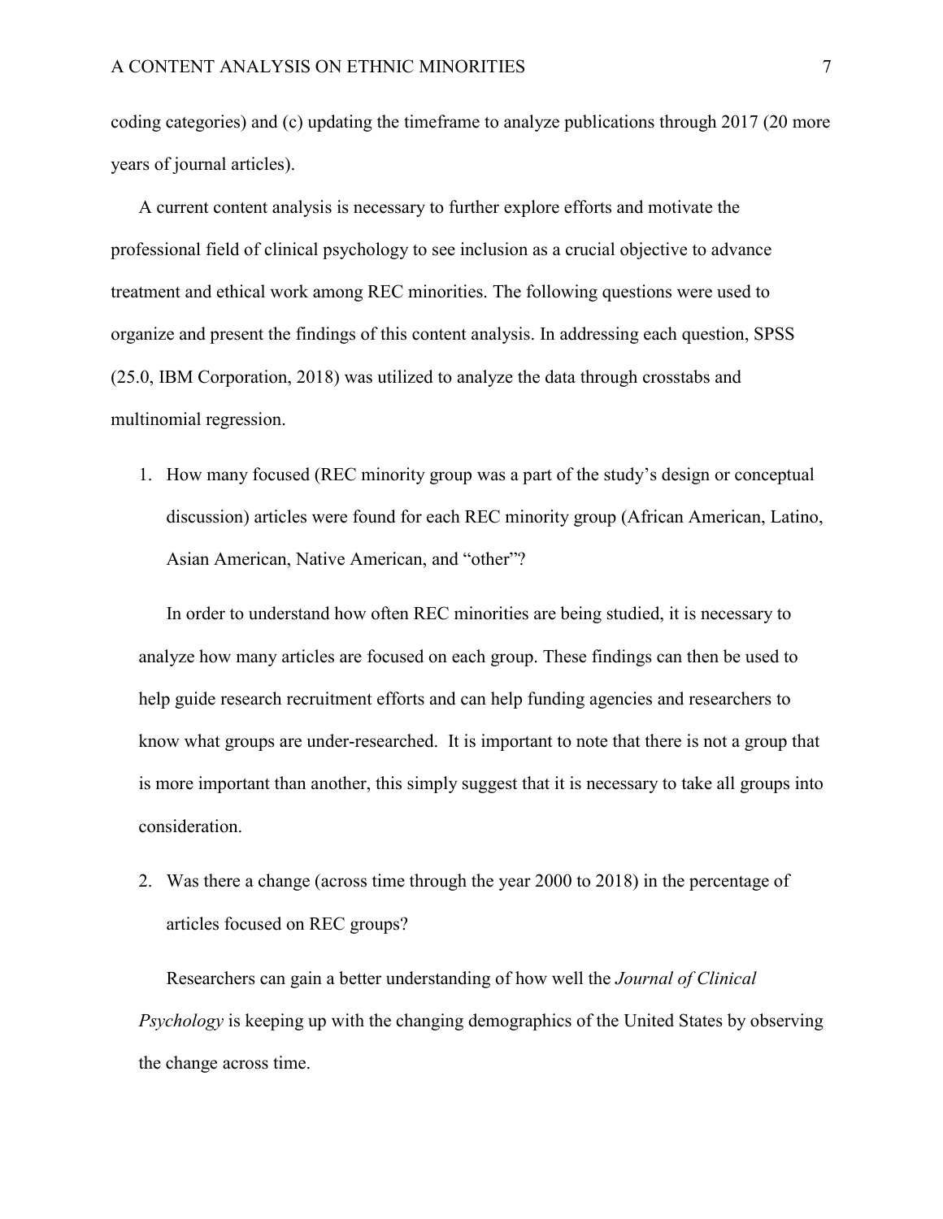coding categories) and (c) updating the timeframe to analyze publications through 2017 (20 more years of journal articles).

A current content analysis is necessary to further explore efforts and motivate the professional field of clinical psychology to see inclusion as a crucial objective to advance treatment and ethical work among REC minorities. The following questions were used to organize and present the findings of this content analysis. In addressing each question, SPSS (25.0, IBM Corporation, 2018) was utilized to analyze the data through crosstabs and multinomial regression.

1. How many focused (REC minority group was a part of the study's design or conceptual discussion) articles were found for each REC minority group (African American, Latino, Asian American, Native American, and "other"?

   In order to understand how often REC minorities are being studied, it is necessary to analyze how many articles are focused on each group. These findings can then be used to help guide research recruitment efforts and can help funding agencies and researchers to know what groups are under-researched. It is important to note that there is not a group that is more important than another, this simply suggest that it is necessary to take all groups into consideration.

2. Was there a change (across time through the year 2000 to 2018) in the percentage of articles focused on REC groups?

   Researchers can gain a better understanding of how well the *Journal of Clinical Psychology* is keeping up with the changing demographics of the United States by observing the change across time.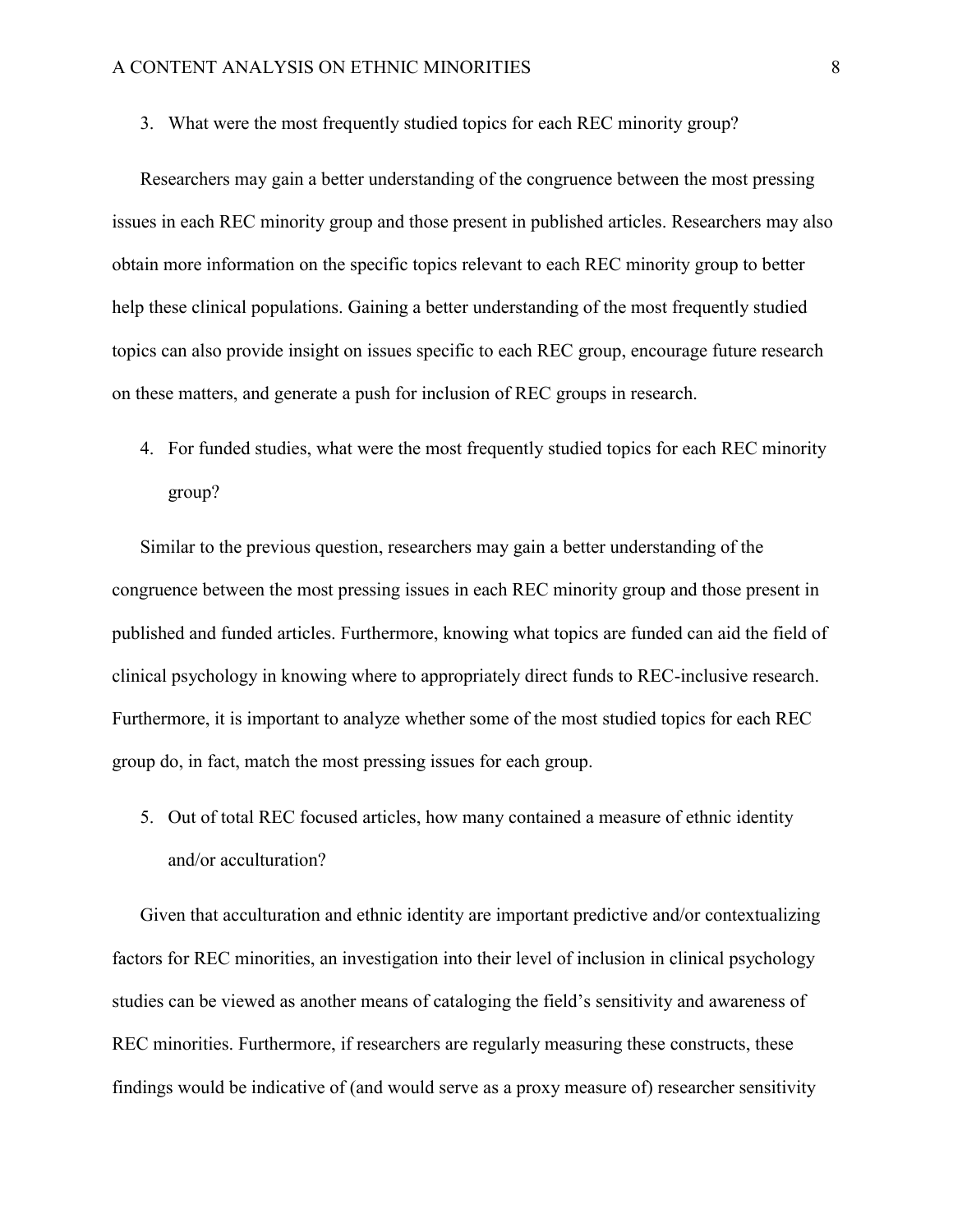3. What were the most frequently studied topics for each REC minority group?

Researchers may gain a better understanding of the congruence between the most pressing issues in each REC minority group and those present in published articles. Researchers may also obtain more information on the specific topics relevant to each REC minority group to better help these clinical populations. Gaining a better understanding of the most frequently studied topics can also provide insight on issues specific to each REC group, encourage future research on these matters, and generate a push for inclusion of REC groups in research.

4. For funded studies, what were the most frequently studied topics for each REC minority group?

Similar to the previous question, researchers may gain a better understanding of the congruence between the most pressing issues in each REC minority group and those present in published and funded articles. Furthermore, knowing what topics are funded can aid the field of clinical psychology in knowing where to appropriately direct funds to REC-inclusive research. Furthermore, it is important to analyze whether some of the most studied topics for each REC group do, in fact, match the most pressing issues for each group.

5. Out of total REC focused articles, how many contained a measure of ethnic identity and/or acculturation?

Given that acculturation and ethnic identity are important predictive and/or contextualizing factors for REC minorities, an investigation into their level of inclusion in clinical psychology studies can be viewed as another means of cataloging the field's sensitivity and awareness of REC minorities. Furthermore, if researchers are regularly measuring these constructs, these findings would be indicative of (and would serve as a proxy measure of) researcher sensitivity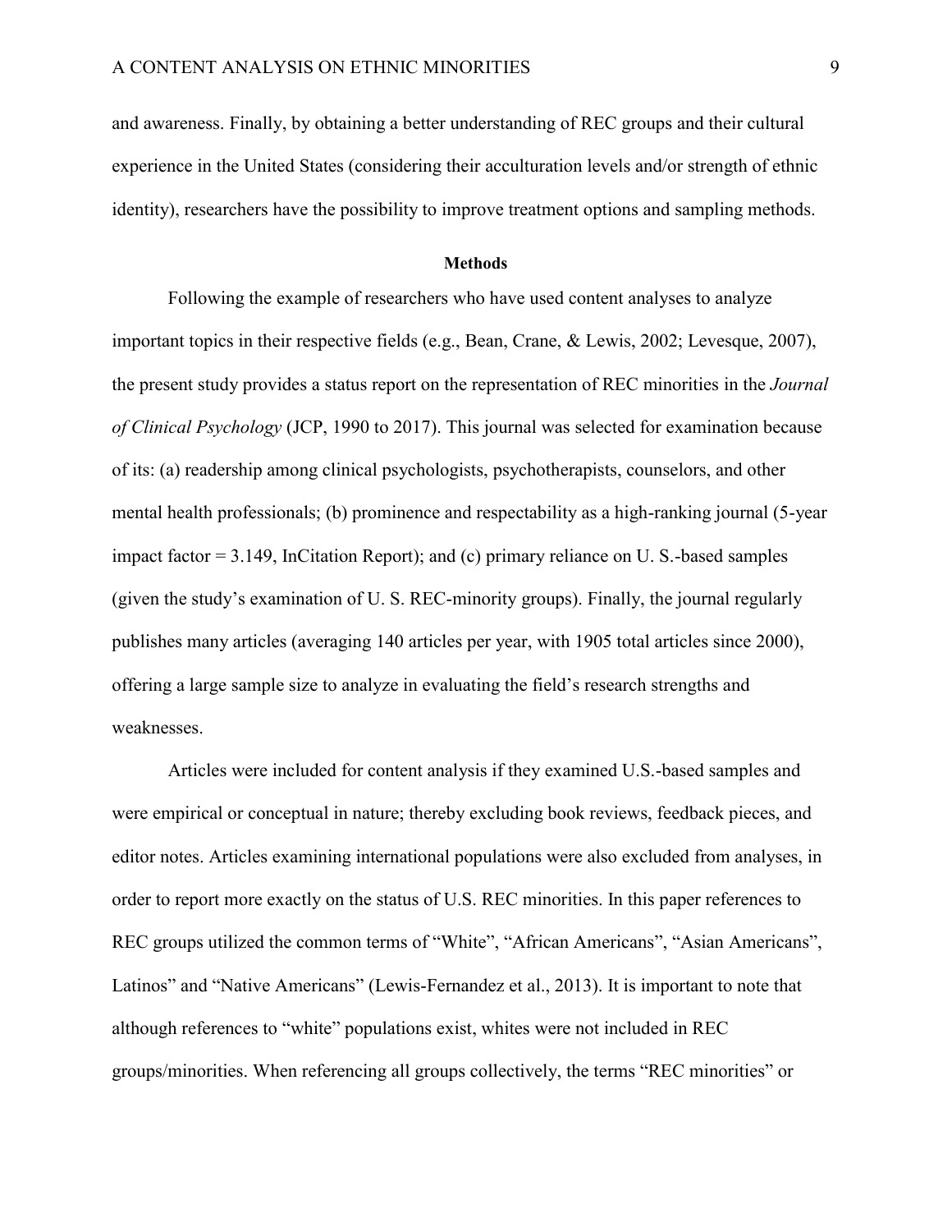and awareness. Finally, by obtaining a better understanding of REC groups and their cultural experience in the United States (considering their acculturation levels and/or strength of ethnic identity), researchers have the possibility to improve treatment options and sampling methods.

## Methods

Following the example of researchers who have used content analyses to analyze important topics in their respective fields (e.g., Bean, Crane, & Lewis, 2002; Levesque, 2007), the present study provides a status report on the representation of REC minorities in the *Journal of Clinical Psychology* (JCP, 1990 to 2017). This journal was selected for examination because of its: (a) readership among clinical psychologists, psychotherapists, counselors, and other mental health professionals; (b) prominence and respectability as a high-ranking journal (5-year impact factor = 3.149, InCitation Report); and (c) primary reliance on U. S.-based samples (given the study's examination of U. S. REC-minority groups). Finally, the journal regularly publishes many articles (averaging 140 articles per year, with 1905 total articles since 2000), offering a large sample size to analyze in evaluating the field's research strengths and weaknesses.

Articles were included for content analysis if they examined U.S.-based samples and were empirical or conceptual in nature; thereby excluding book reviews, feedback pieces, and editor notes. Articles examining international populations were also excluded from analyses, in order to report more exactly on the status of U.S. REC minorities. In this paper references to REC groups utilized the common terms of "White", "African Americans", "Asian Americans", Latinos" and "Native Americans" (Lewis-Fernandez et al., 2013). It is important to note that although references to "white" populations exist, whites were not included in REC groups/minorities. When referencing all groups collectively, the terms "REC minorities" or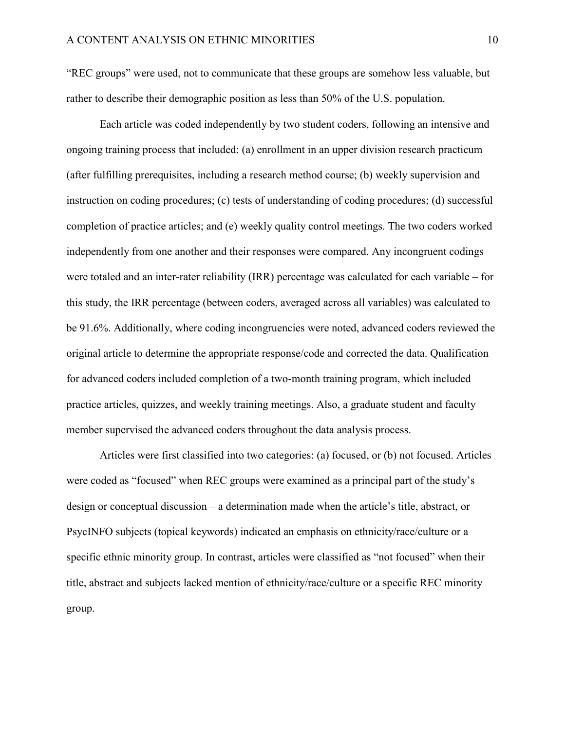“REC groups” were used, not to communicate that these groups are somehow less valuable, but rather to describe their demographic position as less than 50% of the U.S. population.

Each article was coded independently by two student coders, following an intensive and ongoing training process that included: (a) enrollment in an upper division research practicum (after fulfilling prerequisites, including a research method course; (b) weekly supervision and instruction on coding procedures; (c) tests of understanding of coding procedures; (d) successful completion of practice articles; and (e) weekly quality control meetings. The two coders worked independently from one another and their responses were compared. Any incongruent codings were totaled and an inter-rater reliability (IRR) percentage was calculated for each variable – for this study, the IRR percentage (between coders, averaged across all variables) was calculated to be 91.6%. Additionally, where coding incongruencies were noted, advanced coders reviewed the original article to determine the appropriate response/code and corrected the data. Qualification for advanced coders included completion of a two-month training program, which included practice articles, quizzes, and weekly training meetings. Also, a graduate student and faculty member supervised the advanced coders throughout the data analysis process.

Articles were first classified into two categories: (a) focused, or (b) not focused. Articles were coded as “focused” when REC groups were examined as a principal part of the study’s design or conceptual discussion – a determination made when the article’s title, abstract, or PsycINFO subjects (topical keywords) indicated an emphasis on ethnicity/race/culture or a specific ethnic minority group. In contrast, articles were classified as “not focused” when their title, abstract and subjects lacked mention of ethnicity/race/culture or a specific REC minority group.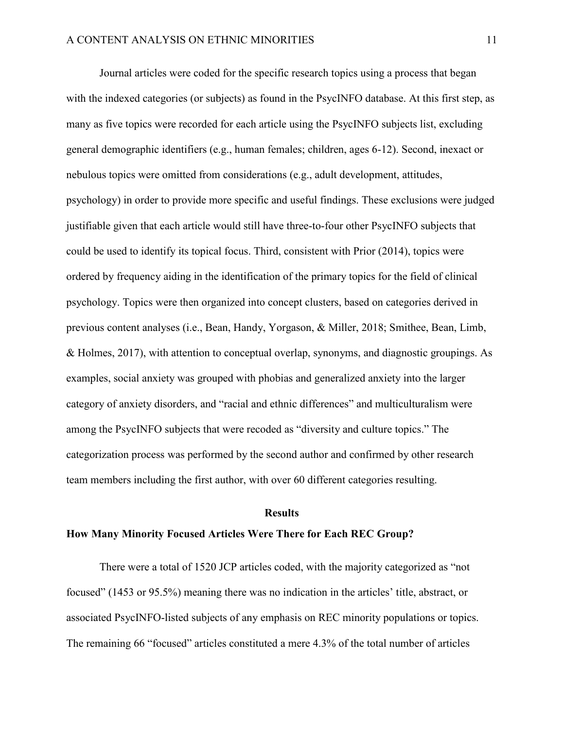Journal articles were coded for the specific research topics using a process that began with the indexed categories (or subjects) as found in the PsycINFO database. At this first step, as many as five topics were recorded for each article using the PsycINFO subjects list, excluding general demographic identifiers (e.g., human females; children, ages 6-12). Second, inexact or nebulous topics were omitted from considerations (e.g., adult development, attitudes, psychology) in order to provide more specific and useful findings. These exclusions were judged justifiable given that each article would still have three-to-four other PsycINFO subjects that could be used to identify its topical focus. Third, consistent with Prior (2014), topics were ordered by frequency aiding in the identification of the primary topics for the field of clinical psychology. Topics were then organized into concept clusters, based on categories derived in previous content analyses (i.e., Bean, Handy, Yorgason, & Miller, 2018; Smithee, Bean, Limb, & Holmes, 2017), with attention to conceptual overlap, synonyms, and diagnostic groupings. As examples, social anxiety was grouped with phobias and generalized anxiety into the larger category of anxiety disorders, and "racial and ethnic differences" and multiculturalism were among the PsycINFO subjects that were recoded as "diversity and culture topics." The categorization process was performed by the second author and confirmed by other research team members including the first author, with over 60 different categories resulting.

## Results

### How Many Minority Focused Articles Were There for Each REC Group?

There were a total of 1520 JCP articles coded, with the majority categorized as "not focused" (1453 or 95.5%) meaning there was no indication in the articles' title, abstract, or associated PsycINFO-listed subjects of any emphasis on REC minority populations or topics. The remaining 66 "focused" articles constituted a mere 4.3% of the total number of articles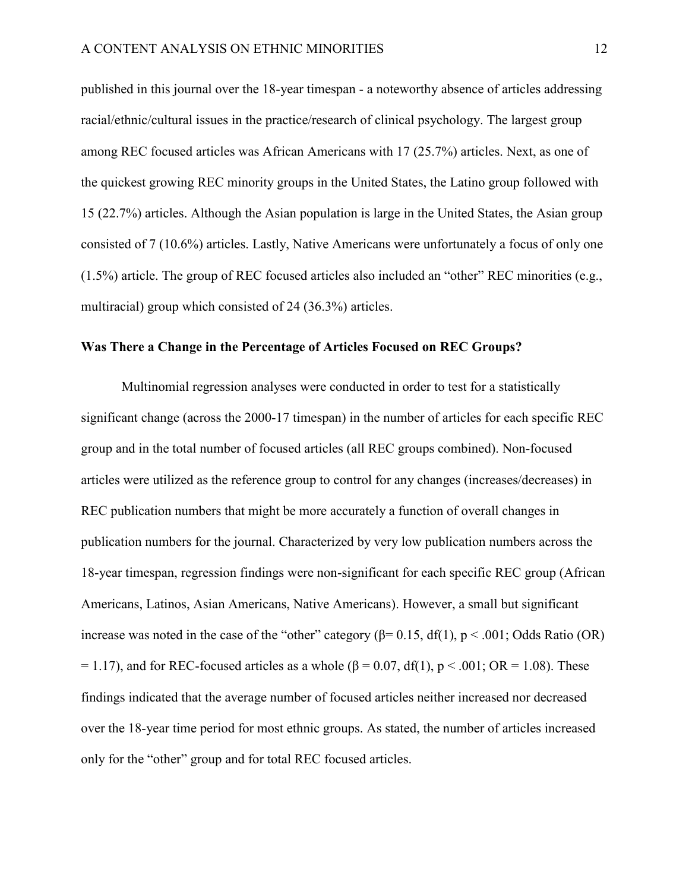published in this journal over the 18-year timespan - a noteworthy absence of articles addressing racial/ethnic/cultural issues in the practice/research of clinical psychology. The largest group among REC focused articles was African Americans with 17 (25.7%) articles. Next, as one of the quickest growing REC minority groups in the United States, the Latino group followed with 15 (22.7%) articles. Although the Asian population is large in the United States, the Asian group consisted of 7 (10.6%) articles. Lastly, Native Americans were unfortunately a focus of only one (1.5%) article. The group of REC focused articles also included an "other" REC minorities (e.g., multiracial) group which consisted of 24 (36.3%) articles.

**Was There a Change in the Percentage of Articles Focused on REC Groups?**

Multinomial regression analyses were conducted in order to test for a statistically significant change (across the 2000-17 timespan) in the number of articles for each specific REC group and in the total number of focused articles (all REC groups combined). Non-focused articles were utilized as the reference group to control for any changes (increases/decreases) in REC publication numbers that might be more accurately a function of overall changes in publication numbers for the journal. Characterized by very low publication numbers across the 18-year timespan, regression findings were non-significant for each specific REC group (African Americans, Latinos, Asian Americans, Native Americans). However, a small but significant increase was noted in the case of the "other" category ($\beta = 0.15$, df(1), $p < .001$; Odds Ratio (OR) $= 1.17$), and for REC-focused articles as a whole ($\beta = 0.07$, df(1), $p < .001$; OR $= 1.08$). These findings indicated that the average number of focused articles neither increased nor decreased over the 18-year time period for most ethnic groups. As stated, the number of articles increased only for the "other" group and for total REC focused articles.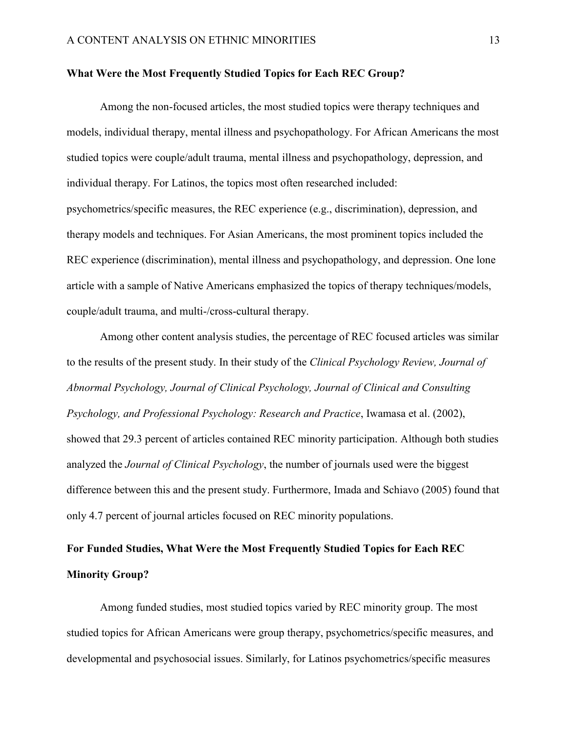## What Were the Most Frequently Studied Topics for Each REC Group?

Among the non-focused articles, the most studied topics were therapy techniques and models, individual therapy, mental illness and psychopathology. For African Americans the most studied topics were couple/adult trauma, mental illness and psychopathology, depression, and individual therapy. For Latinos, the topics most often researched included: psychometrics/specific measures, the REC experience (e.g., discrimination), depression, and therapy models and techniques. For Asian Americans, the most prominent topics included the REC experience (discrimination), mental illness and psychopathology, and depression. One lone article with a sample of Native Americans emphasized the topics of therapy techniques/models, couple/adult trauma, and multi-/cross-cultural therapy.

Among other content analysis studies, the percentage of REC focused articles was similar to the results of the present study. In their study of the *Clinical Psychology Review, Journal of Abnormal Psychology, Journal of Clinical Psychology, Journal of Clinical and Consulting Psychology, and Professional Psychology: Research and Practice*, Iwamasa et al. (2002), showed that 29.3 percent of articles contained REC minority participation. Although both studies analyzed the *Journal of Clinical Psychology*, the number of journals used were the biggest difference between this and the present study. Furthermore, Imada and Schiavo (2005) found that only 4.7 percent of journal articles focused on REC minority populations.

## For Funded Studies, What Were the Most Frequently Studied Topics for Each REC Minority Group?

Among funded studies, most studied topics varied by REC minority group. The most studied topics for African Americans were group therapy, psychometrics/specific measures, and developmental and psychosocial issues. Similarly, for Latinos psychometrics/specific measures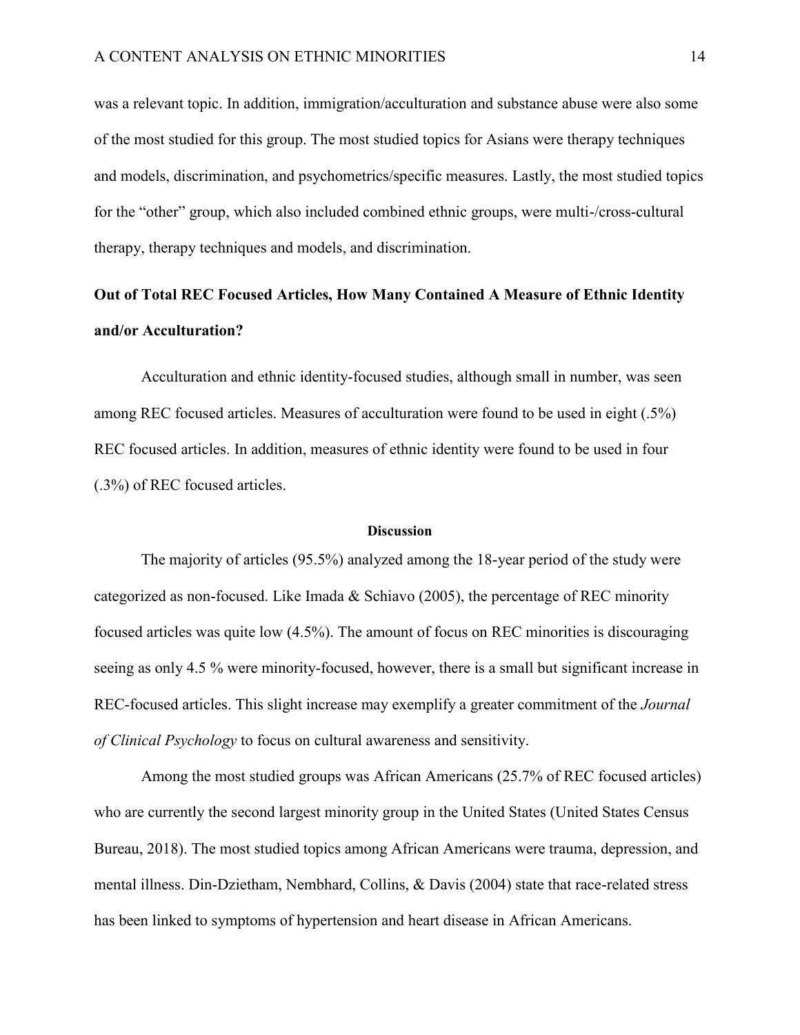was a relevant topic. In addition, immigration/acculturation and substance abuse were also some of the most studied for this group. The most studied topics for Asians were therapy techniques and models, discrimination, and psychometrics/specific measures. Lastly, the most studied topics for the "other" group, which also included combined ethnic groups, were multi-/cross-cultural therapy, therapy techniques and models, and discrimination.

### Out of Total REC Focused Articles, How Many Contained A Measure of Ethnic Identity and/or Acculturation?

Acculturation and ethnic identity-focused studies, although small in number, was seen among REC focused articles. Measures of acculturation were found to be used in eight (.5%) REC focused articles. In addition, measures of ethnic identity were found to be used in four (.3%) of REC focused articles.

## Discussion

The majority of articles (95.5%) analyzed among the 18-year period of the study were categorized as non-focused. Like Imada & Schiavo (2005), the percentage of REC minority focused articles was quite low (4.5%). The amount of focus on REC minorities is discouraging seeing as only 4.5 % were minority-focused, however, there is a small but significant increase in REC-focused articles. This slight increase may exemplify a greater commitment of the *Journal of Clinical Psychology* to focus on cultural awareness and sensitivity.

Among the most studied groups was African Americans (25.7% of REC focused articles) who are currently the second largest minority group in the United States (United States Census Bureau, 2018). The most studied topics among African Americans were trauma, depression, and mental illness. Din-Dzietham, Nembhard, Collins, & Davis (2004) state that race-related stress has been linked to symptoms of hypertension and heart disease in African Americans.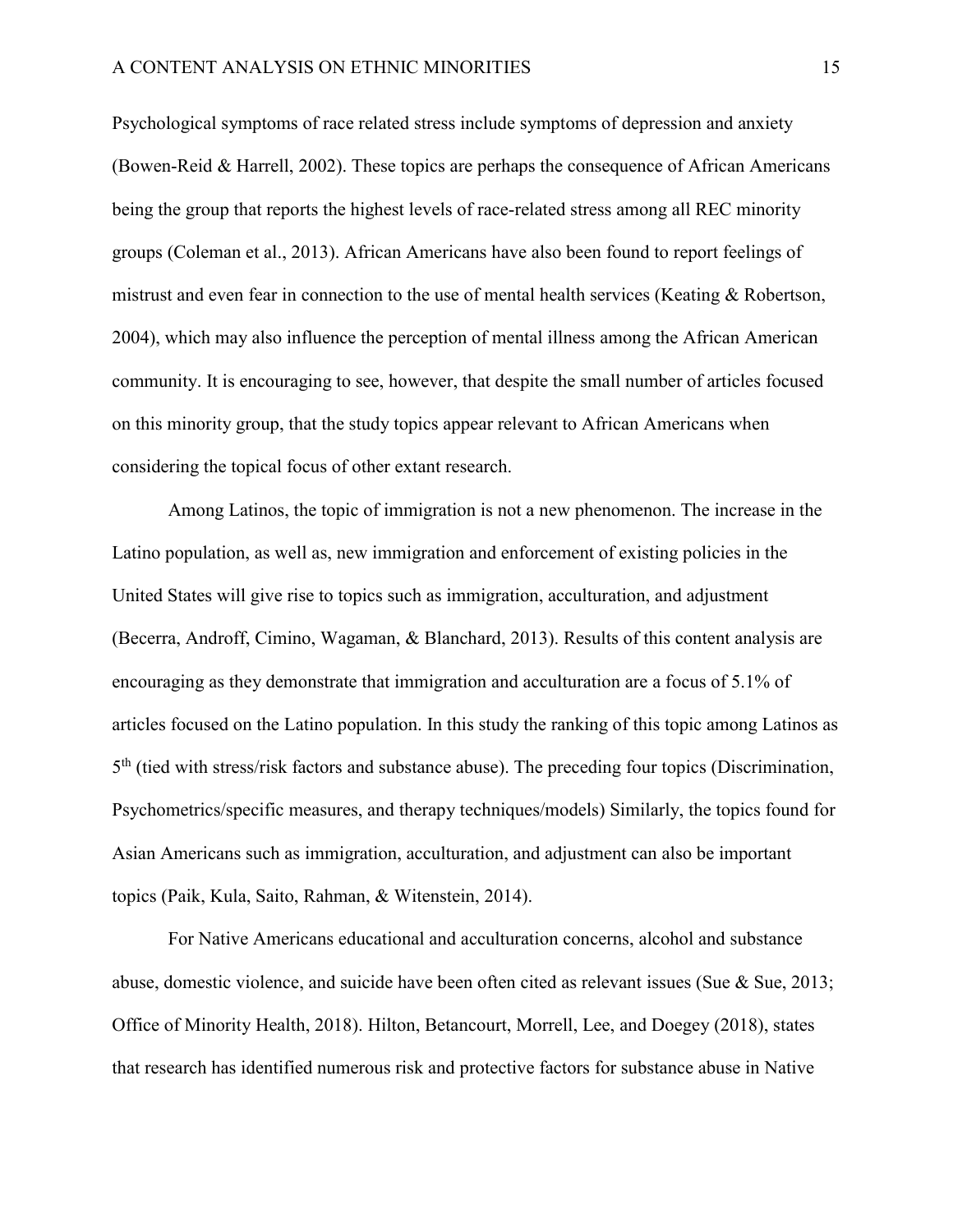Psychological symptoms of race related stress include symptoms of depression and anxiety (Bowen-Reid & Harrell, 2002). These topics are perhaps the consequence of African Americans being the group that reports the highest levels of race-related stress among all REC minority groups (Coleman et al., 2013). African Americans have also been found to report feelings of mistrust and even fear in connection to the use of mental health services (Keating & Robertson, 2004), which may also influence the perception of mental illness among the African American community. It is encouraging to see, however, that despite the small number of articles focused on this minority group, that the study topics appear relevant to African Americans when considering the topical focus of other extant research.

Among Latinos, the topic of immigration is not a new phenomenon. The increase in the Latino population, as well as, new immigration and enforcement of existing policies in the United States will give rise to topics such as immigration, acculturation, and adjustment (Becerra, Androff, Cimino, Wagaman, & Blanchard, 2013). Results of this content analysis are encouraging as they demonstrate that immigration and acculturation are a focus of 5.1% of articles focused on the Latino population. In this study the ranking of this topic among Latinos as 5th (tied with stress/risk factors and substance abuse). The preceding four topics (Discrimination, Psychometrics/specific measures, and therapy techniques/models) Similarly, the topics found for Asian Americans such as immigration, acculturation, and adjustment can also be important topics (Paik, Kula, Saito, Rahman, & Witenstein, 2014).

For Native Americans educational and acculturation concerns, alcohol and substance abuse, domestic violence, and suicide have been often cited as relevant issues (Sue & Sue, 2013; Office of Minority Health, 2018). Hilton, Betancourt, Morrell, Lee, and Doegey (2018), states that research has identified numerous risk and protective factors for substance abuse in Native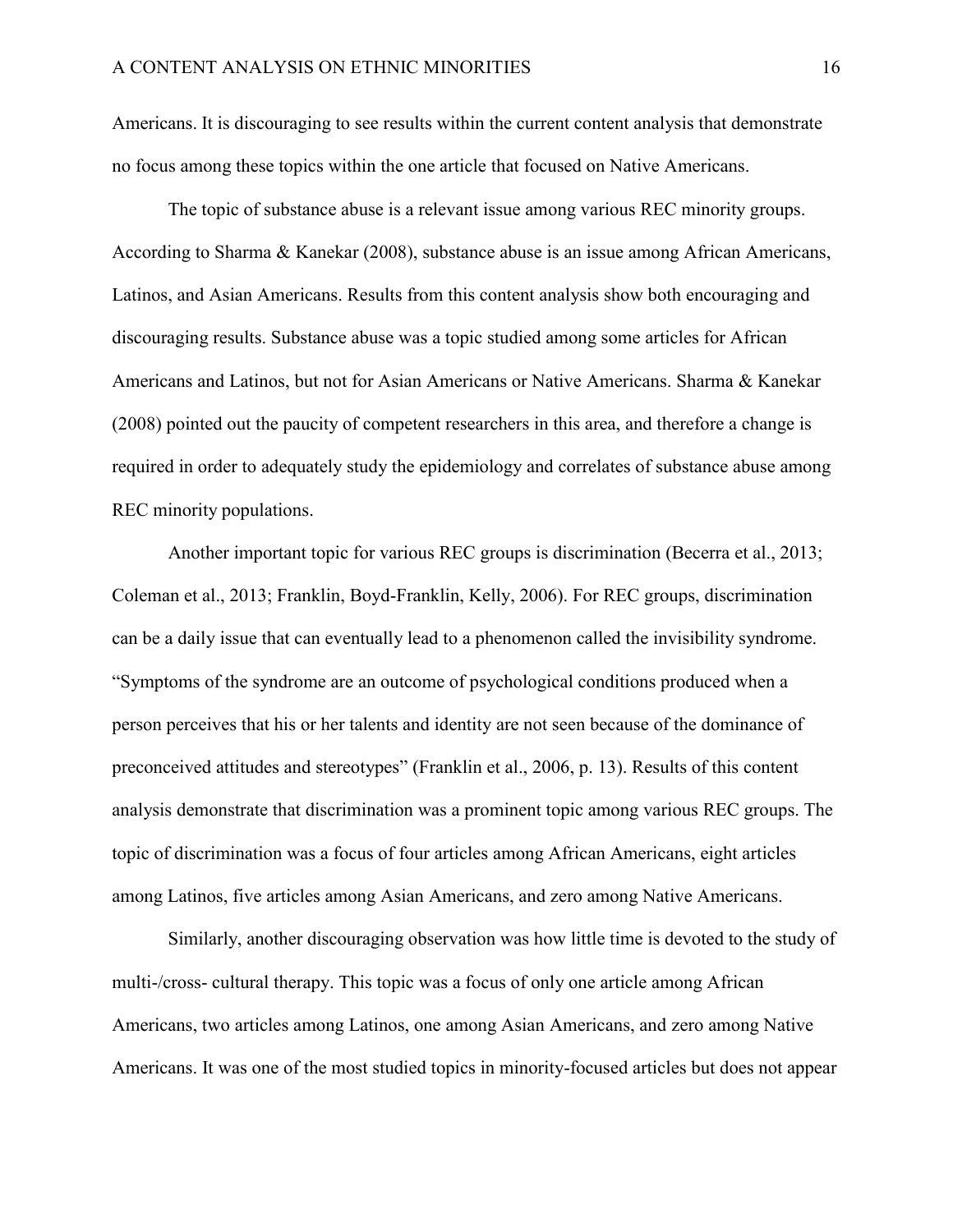Americans. It is discouraging to see results within the current content analysis that demonstrate no focus among these topics within the one article that focused on Native Americans.

The topic of substance abuse is a relevant issue among various REC minority groups. According to Sharma & Kanekar (2008), substance abuse is an issue among African Americans, Latinos, and Asian Americans. Results from this content analysis show both encouraging and discouraging results. Substance abuse was a topic studied among some articles for African Americans and Latinos, but not for Asian Americans or Native Americans. Sharma & Kanekar (2008) pointed out the paucity of competent researchers in this area, and therefore a change is required in order to adequately study the epidemiology and correlates of substance abuse among REC minority populations.

Another important topic for various REC groups is discrimination (Becerra et al., 2013; Coleman et al., 2013; Franklin, Boyd-Franklin, Kelly, 2006). For REC groups, discrimination can be a daily issue that can eventually lead to a phenomenon called the invisibility syndrome. "Symptoms of the syndrome are an outcome of psychological conditions produced when a person perceives that his or her talents and identity are not seen because of the dominance of preconceived attitudes and stereotypes" (Franklin et al., 2006, p. 13). Results of this content analysis demonstrate that discrimination was a prominent topic among various REC groups. The topic of discrimination was a focus of four articles among African Americans, eight articles among Latinos, five articles among Asian Americans, and zero among Native Americans.

Similarly, another discouraging observation was how little time is devoted to the study of multi-/cross- cultural therapy. This topic was a focus of only one article among African Americans, two articles among Latinos, one among Asian Americans, and zero among Native Americans. It was one of the most studied topics in minority-focused articles but does not appear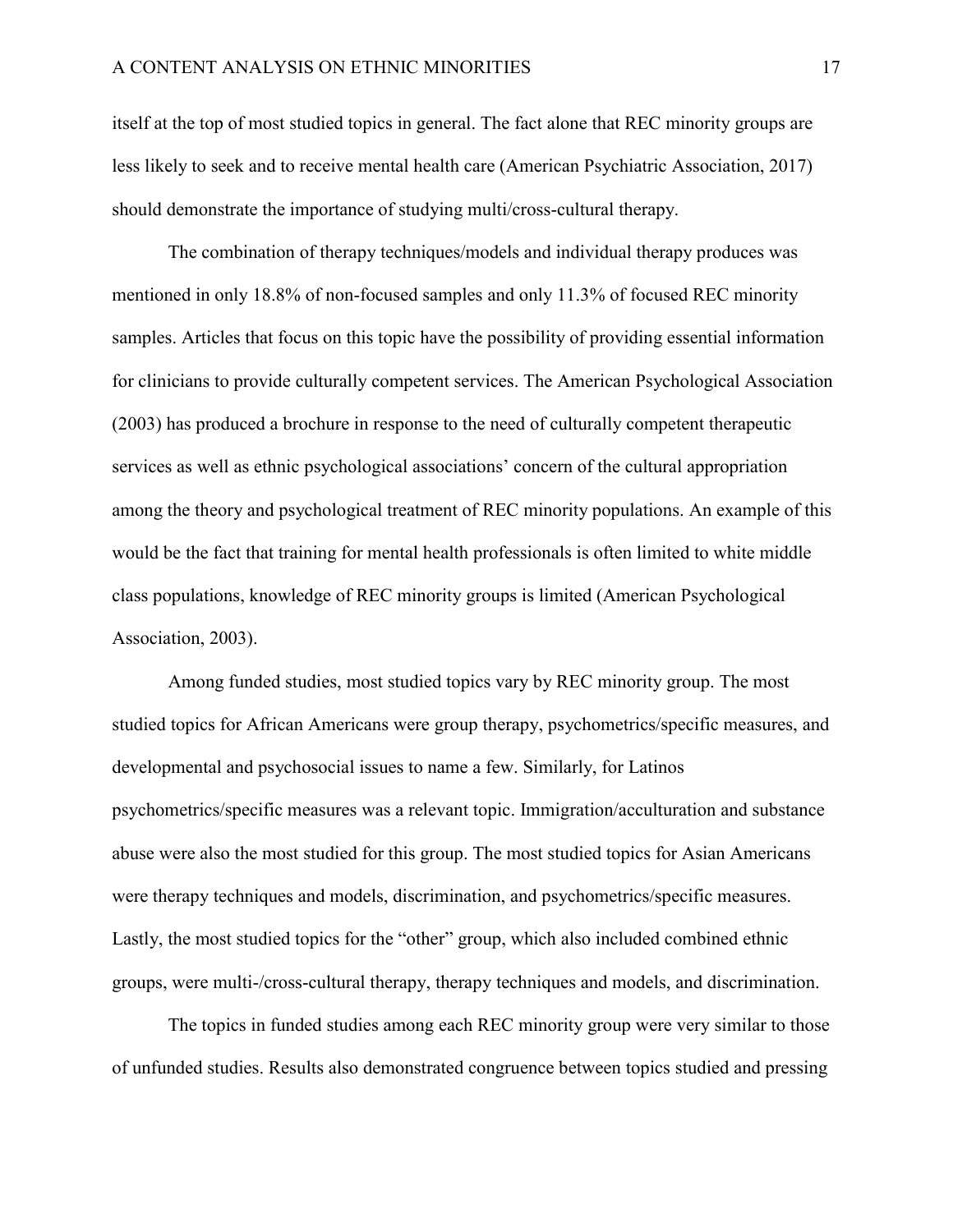itself at the top of most studied topics in general. The fact alone that REC minority groups are less likely to seek and to receive mental health care (American Psychiatric Association, 2017) should demonstrate the importance of studying multi/cross-cultural therapy.

The combination of therapy techniques/models and individual therapy produces was mentioned in only 18.8% of non-focused samples and only 11.3% of focused REC minority samples. Articles that focus on this topic have the possibility of providing essential information for clinicians to provide culturally competent services. The American Psychological Association (2003) has produced a brochure in response to the need of culturally competent therapeutic services as well as ethnic psychological associations' concern of the cultural appropriation among the theory and psychological treatment of REC minority populations. An example of this would be the fact that training for mental health professionals is often limited to white middle class populations, knowledge of REC minority groups is limited (American Psychological Association, 2003).

Among funded studies, most studied topics vary by REC minority group. The most studied topics for African Americans were group therapy, psychometrics/specific measures, and developmental and psychosocial issues to name a few. Similarly, for Latinos psychometrics/specific measures was a relevant topic. Immigration/acculturation and substance abuse were also the most studied for this group. The most studied topics for Asian Americans were therapy techniques and models, discrimination, and psychometrics/specific measures. Lastly, the most studied topics for the "other" group, which also included combined ethnic groups, were multi-/cross-cultural therapy, therapy techniques and models, and discrimination.

The topics in funded studies among each REC minority group were very similar to those of unfunded studies. Results also demonstrated congruence between topics studied and pressing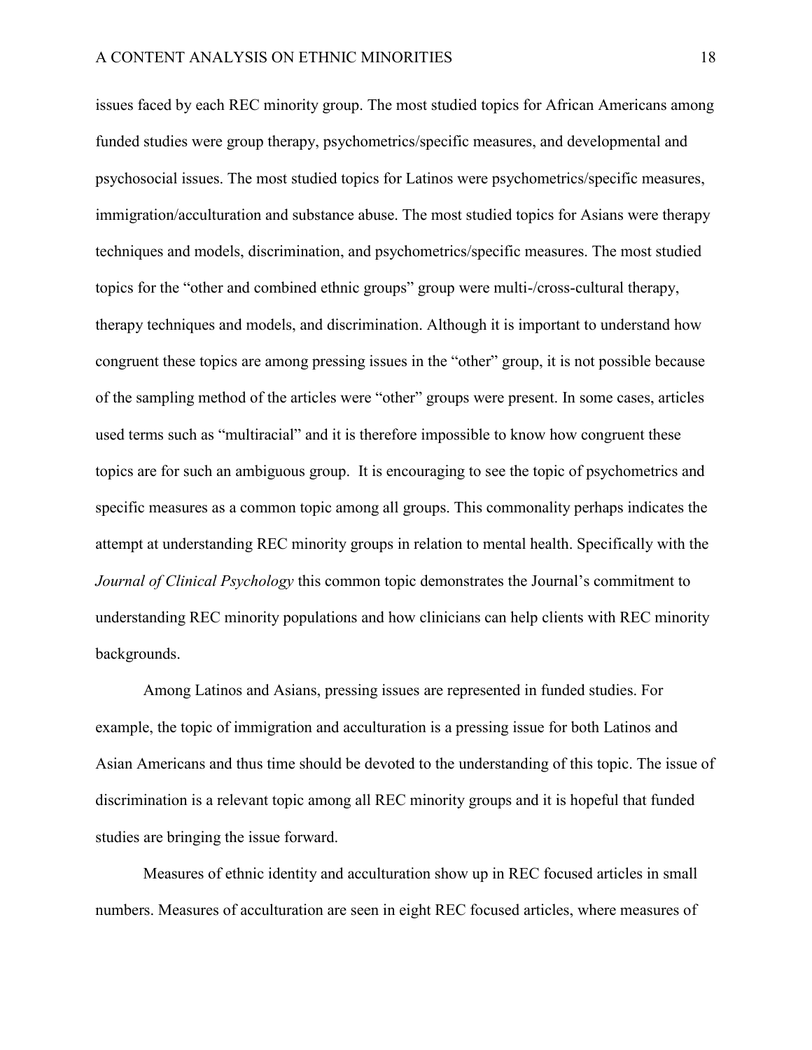issues faced by each REC minority group. The most studied topics for African Americans among funded studies were group therapy, psychometrics/specific measures, and developmental and psychosocial issues. The most studied topics for Latinos were psychometrics/specific measures, immigration/acculturation and substance abuse. The most studied topics for Asians were therapy techniques and models, discrimination, and psychometrics/specific measures. The most studied topics for the "other and combined ethnic groups" group were multi-/cross-cultural therapy, therapy techniques and models, and discrimination. Although it is important to understand how congruent these topics are among pressing issues in the "other" group, it is not possible because of the sampling method of the articles were "other" groups were present. In some cases, articles used terms such as "multiracial" and it is therefore impossible to know how congruent these topics are for such an ambiguous group. It is encouraging to see the topic of psychometrics and specific measures as a common topic among all groups. This commonality perhaps indicates the attempt at understanding REC minority groups in relation to mental health. Specifically with the *Journal of Clinical Psychology* this common topic demonstrates the Journal's commitment to understanding REC minority populations and how clinicians can help clients with REC minority backgrounds.

Among Latinos and Asians, pressing issues are represented in funded studies. For example, the topic of immigration and acculturation is a pressing issue for both Latinos and Asian Americans and thus time should be devoted to the understanding of this topic. The issue of discrimination is a relevant topic among all REC minority groups and it is hopeful that funded studies are bringing the issue forward.

Measures of ethnic identity and acculturation show up in REC focused articles in small numbers. Measures of acculturation are seen in eight REC focused articles, where measures of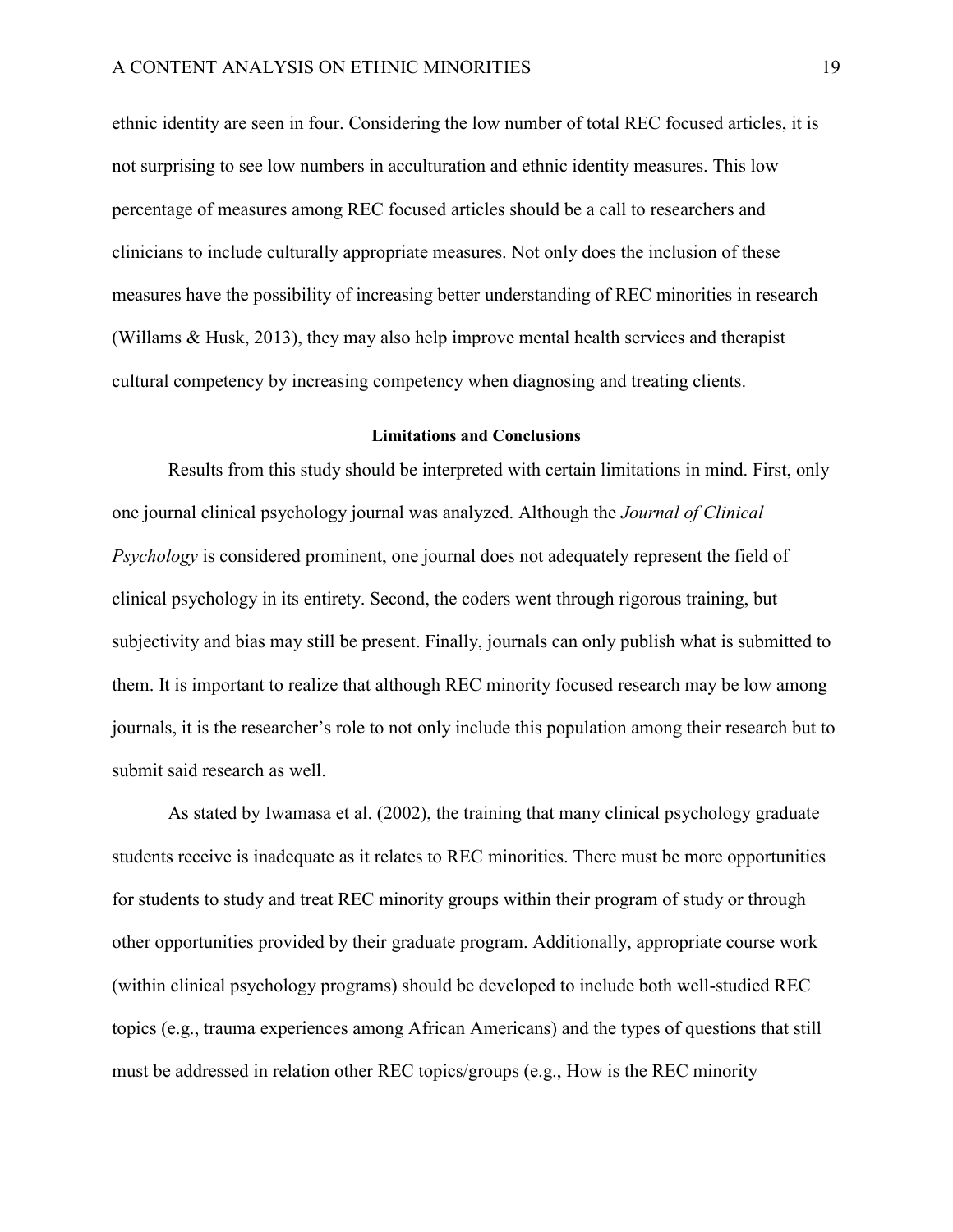ethnic identity are seen in four. Considering the low number of total REC focused articles, it is not surprising to see low numbers in acculturation and ethnic identity measures. This low percentage of measures among REC focused articles should be a call to researchers and clinicians to include culturally appropriate measures. Not only does the inclusion of these measures have the possibility of increasing better understanding of REC minorities in research (Willams & Husk, 2013), they may also help improve mental health services and therapist cultural competency by increasing competency when diagnosing and treating clients.

## Limitations and Conclusions

Results from this study should be interpreted with certain limitations in mind. First, only one journal clinical psychology journal was analyzed. Although the *Journal of Clinical Psychology* is considered prominent, one journal does not adequately represent the field of clinical psychology in its entirety. Second, the coders went through rigorous training, but subjectivity and bias may still be present. Finally, journals can only publish what is submitted to them. It is important to realize that although REC minority focused research may be low among journals, it is the researcher's role to not only include this population among their research but to submit said research as well.

As stated by Iwamasa et al. (2002), the training that many clinical psychology graduate students receive is inadequate as it relates to REC minorities. There must be more opportunities for students to study and treat REC minority groups within their program of study or through other opportunities provided by their graduate program. Additionally, appropriate course work (within clinical psychology programs) should be developed to include both well-studied REC topics (e.g., trauma experiences among African Americans) and the types of questions that still must be addressed in relation other REC topics/groups (e.g., How is the REC minority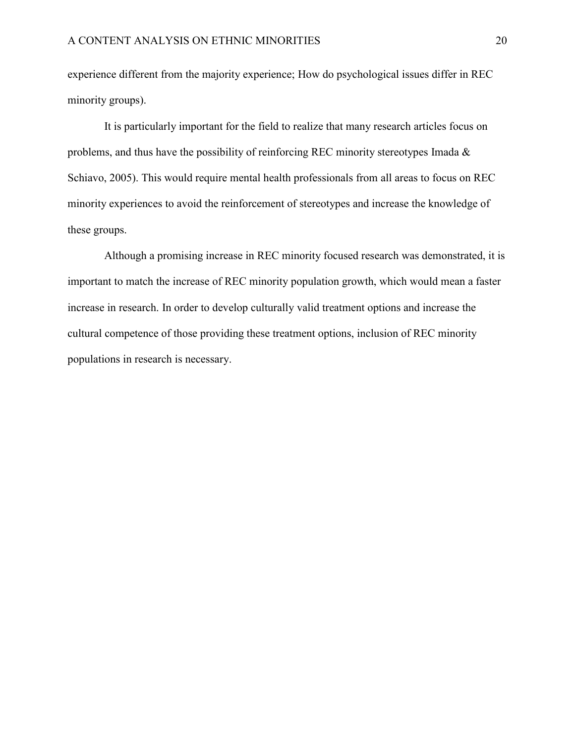experience different from the majority experience; How do psychological issues differ in REC minority groups).

It is particularly important for the field to realize that many research articles focus on problems, and thus have the possibility of reinforcing REC minority stereotypes Imada & Schiavo, 2005). This would require mental health professionals from all areas to focus on REC minority experiences to avoid the reinforcement of stereotypes and increase the knowledge of these groups.

Although a promising increase in REC minority focused research was demonstrated, it is important to match the increase of REC minority population growth, which would mean a faster increase in research. In order to develop culturally valid treatment options and increase the cultural competence of those providing these treatment options, inclusion of REC minority populations in research is necessary.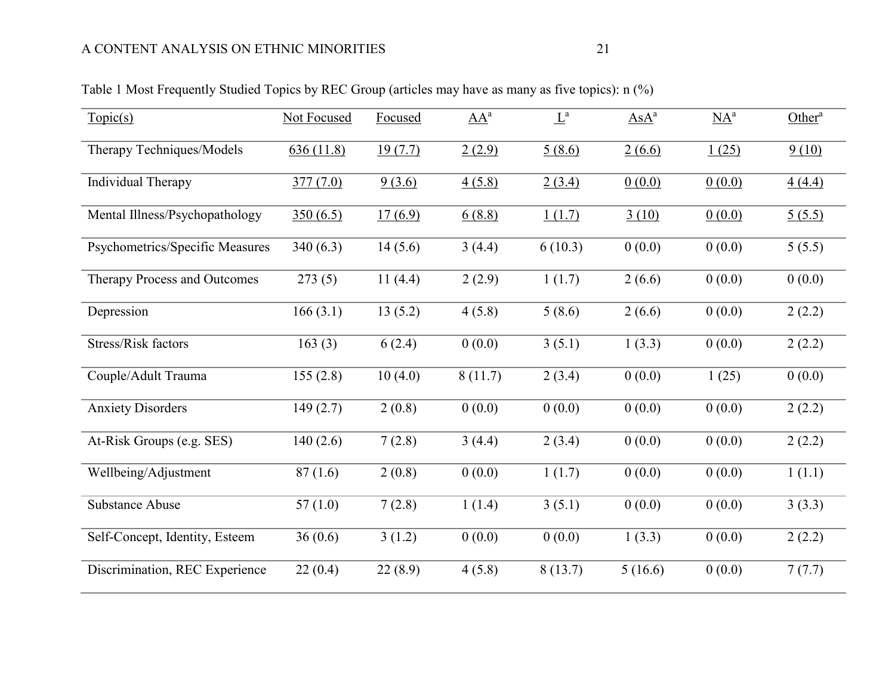Table 1 Most Frequently Studied Topics by REC Group (articles may have as many as five topics): n (%)

| Topic(s) | Not Focused | Focused | AA[a] | L[a] | AsA[a] | NA[a] | Other[a] |
|---|---|---|---|---|---|---|---|
| Therapy Techniques/Models | 636 (11.8) | 19 (7.7) | 2 (2.9) | 5 (8.6) | 2 (6.6) | 1 (25) | 9 (10) |
| Individual Therapy | 377 (7.0) | 9 (3.6) | 4 (5.8) | 2 (3.4) | 0 (0.0) | 0 (0.0) | 4 (4.4) |
| Mental Illness/Psychopathology | 350 (6.5) | 17 (6.9) | 6 (8.8) | 1 (1.7) | 3 (10) | 0 (0.0) | 5 (5.5) |
| Psychometrics/Specific Measures | 340 (6.3) | 14 (5.6) | 3 (4.4) | 6 (10.3) | 0 (0.0) | 0 (0.0) | 5 (5.5) |
| Therapy Process and Outcomes | 273 (5) | 11 (4.4) | 2 (2.9) | 1 (1.7) | 2 (6.6) | 0 (0.0) | 0 (0.0) |
| Depression | 166 (3.1) | 13 (5.2) | 4 (5.8) | 5 (8.6) | 2 (6.6) | 0 (0.0) | 2 (2.2) |
| Stress/Risk factors | 163 (3) | 6 (2.4) | 0 (0.0) | 3 (5.1) | 1 (3.3) | 0 (0.0) | 2 (2.2) |
| Couple/Adult Trauma | 155 (2.8) | 10 (4.0) | 8 (11.7) | 2 (3.4) | 0 (0.0) | 1 (25) | 0 (0.0) |
| Anxiety Disorders | 149 (2.7) | 2 (0.8) | 0 (0.0) | 0 (0.0) | 0 (0.0) | 0 (0.0) | 2 (2.2) |
| At-Risk Groups (e.g. SES) | 140 (2.6) | 7 (2.8) | 3 (4.4) | 2 (3.4) | 0 (0.0) | 0 (0.0) | 2 (2.2) |
| Wellbeing/Adjustment | 87 (1.6) | 2 (0.8) | 0 (0.0) | 1 (1.7) | 0 (0.0) | 0 (0.0) | 1 (1.1) |
| Substance Abuse | 57 (1.0) | 7 (2.8) | 1 (1.4) | 3 (5.1) | 0 (0.0) | 0 (0.0) | 3 (3.3) |
| Self-Concept, Identity, Esteem | 36 (0.6) | 3 (1.2) | 0 (0.0) | 0 (0.0) | 1 (3.3) | 0 (0.0) | 2 (2.2) |
| Discrimination, REC Experience | 22 (0.4) | 22 (8.9) | 4 (5.8) | 8 (13.7) | 5 (16.6) | 0 (0.0) | 7 (7.7) |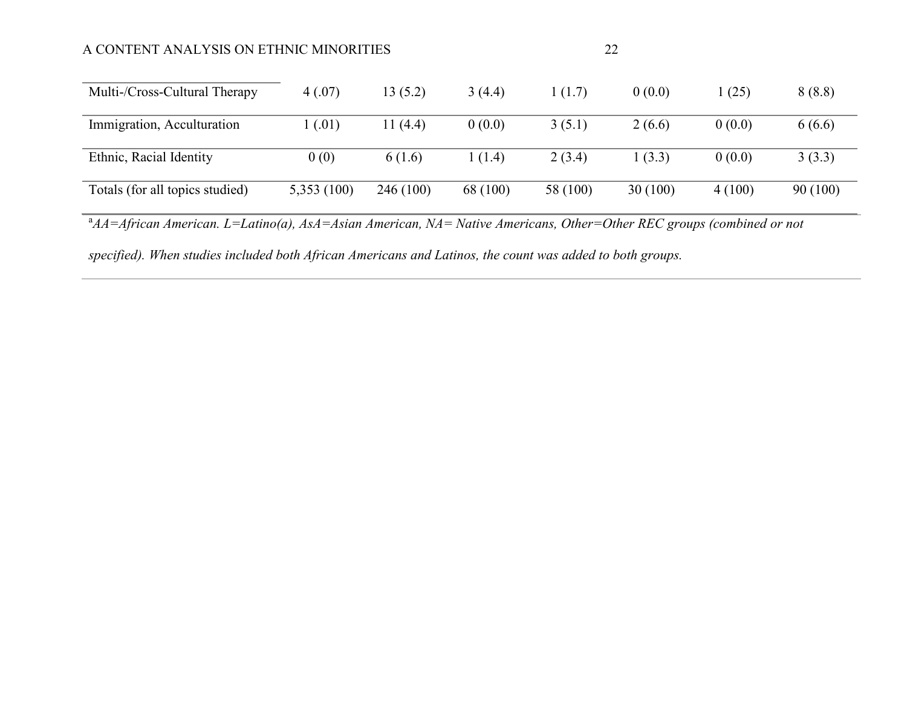| | | | | | | | |
|---|---|---|---|---|---|---|---|
| Multi-/Cross-Cultural Therapy | 4 (.07) | 13 (5.2) | 3 (4.4) | 1 (1.7) | 0 (0.0) | 1 (25) | 8 (8.8) |
| Immigration, Acculturation | 1 (.01) | 11 (4.4) | 0 (0.0) | 3 (5.1) | 2 (6.6) | 0 (0.0) | 6 (6.6) |
| Ethnic, Racial Identity | 0 (0) | 6 (1.6) | 1 (1.4) | 2 (3.4) | 1 (3.3) | 0 (0.0) | 3 (3.3) |
| Totals (for all topics studied) | 5,353 (100) | 246 (100) | 68 (100) | 58 (100) | 30 (100) | 4 (100) | 90 (100) |

[a]*AA=African American. L=Latino(a), AsA=Asian American, NA= Native Americans, Other=Other REC groups (combined or not specified). When studies included both African Americans and Latinos, the count was added to both groups.*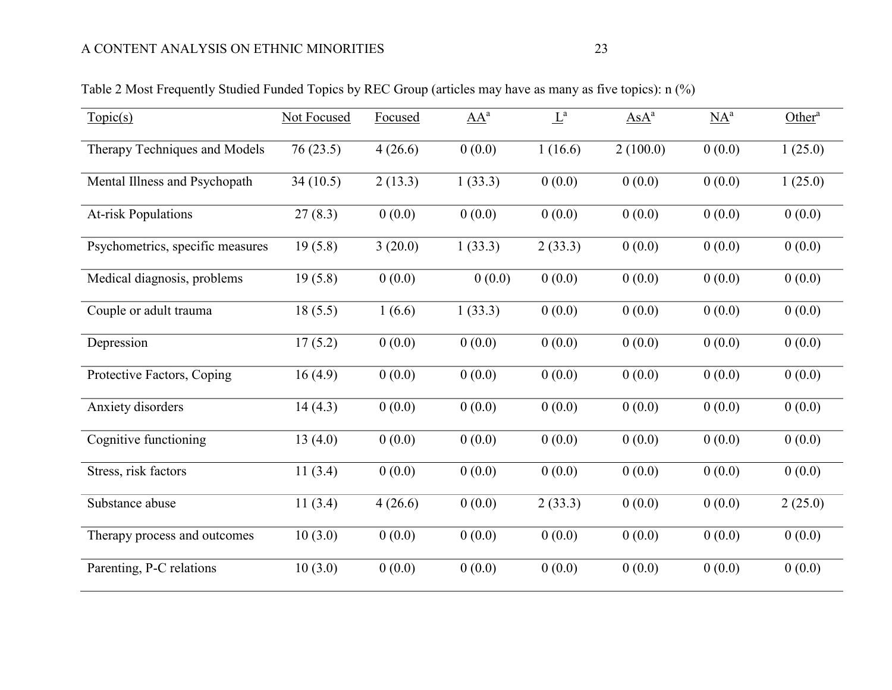Table 2 Most Frequently Studied Funded Topics by REC Group (articles may have as many as five topics): n (%)

| Topic(s) | Not Focused | Focused | AA[a] | L[a] | AsA[a] | NA[a] | Other[a] |
|---|---|---|---|---|---|---|---|
| Therapy Techniques and Models | 76 (23.5) | 4 (26.6) | 0 (0.0) | 1 (16.6) | 2 (100.0) | 0 (0.0) | 1 (25.0) |
| Mental Illness and Psychopath | 34 (10.5) | 2 (13.3) | 1 (33.3) | 0 (0.0) | 0 (0.0) | 0 (0.0) | 1 (25.0) |
| At-risk Populations | 27 (8.3) | 0 (0.0) | 0 (0.0) | 0 (0.0) | 0 (0.0) | 0 (0.0) | 0 (0.0) |
| Psychometrics, specific measures | 19 (5.8) | 3 (20.0) | 1 (33.3) | 2 (33.3) | 0 (0.0) | 0 (0.0) | 0 (0.0) |
| Medical diagnosis, problems | 19 (5.8) | 0 (0.0) | 0 (0.0) | 0 (0.0) | 0 (0.0) | 0 (0.0) | 0 (0.0) |
| Couple or adult trauma | 18 (5.5) | 1 (6.6) | 1 (33.3) | 0 (0.0) | 0 (0.0) | 0 (0.0) | 0 (0.0) |
| Depression | 17 (5.2) | 0 (0.0) | 0 (0.0) | 0 (0.0) | 0 (0.0) | 0 (0.0) | 0 (0.0) |
| Protective Factors, Coping | 16 (4.9) | 0 (0.0) | 0 (0.0) | 0 (0.0) | 0 (0.0) | 0 (0.0) | 0 (0.0) |
| Anxiety disorders | 14 (4.3) | 0 (0.0) | 0 (0.0) | 0 (0.0) | 0 (0.0) | 0 (0.0) | 0 (0.0) |
| Cognitive functioning | 13 (4.0) | 0 (0.0) | 0 (0.0) | 0 (0.0) | 0 (0.0) | 0 (0.0) | 0 (0.0) |
| Stress, risk factors | 11 (3.4) | 0 (0.0) | 0 (0.0) | 0 (0.0) | 0 (0.0) | 0 (0.0) | 0 (0.0) |
| Substance abuse | 11 (3.4) | 4 (26.6) | 0 (0.0) | 2 (33.3) | 0 (0.0) | 0 (0.0) | 2 (25.0) |
| Therapy process and outcomes | 10 (3.0) | 0 (0.0) | 0 (0.0) | 0 (0.0) | 0 (0.0) | 0 (0.0) | 0 (0.0) |
| Parenting, P-C relations | 10 (3.0) | 0 (0.0) | 0 (0.0) | 0 (0.0) | 0 (0.0) | 0 (0.0) | 0 (0.0) |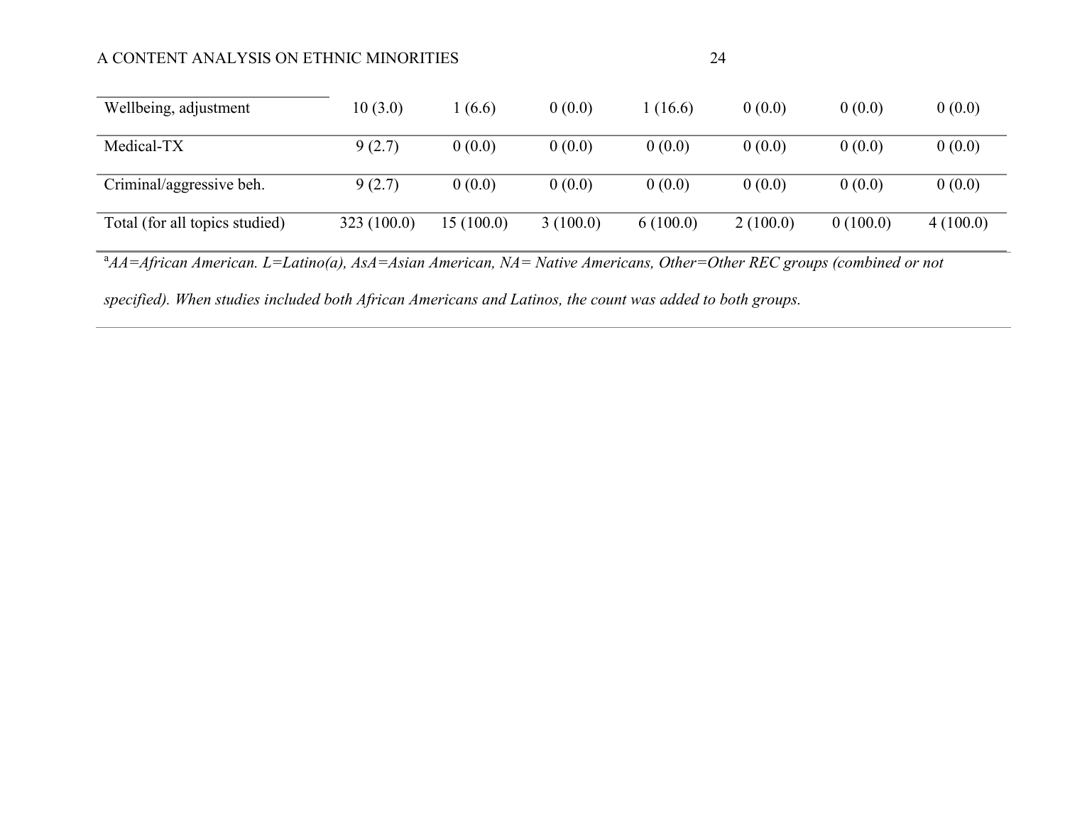| | | | | | | | |
|---|---|---|---|---|---|---|---|
| Wellbeing, adjustment | 10 (3.0) | 1 (6.6) | 0 (0.0) | 1 (16.6) | 0 (0.0) | 0 (0.0) | 0 (0.0) |
| Medical-TX | 9 (2.7) | 0 (0.0) | 0 (0.0) | 0 (0.0) | 0 (0.0) | 0 (0.0) | 0 (0.0) |
| Criminal/aggressive beh. | 9 (2.7) | 0 (0.0) | 0 (0.0) | 0 (0.0) | 0 (0.0) | 0 (0.0) | 0 (0.0) |
| Total (for all topics studied) | 323 (100.0) | 15 (100.0) | 3 (100.0) | 6 (100.0) | 2 (100.0) | 0 (100.0) | 4 (100.0) |

[a]*AA=African American. L=Latino(a), AsA=Asian American, NA= Native Americans, Other=Other REC groups (combined or not specified). When studies included both African Americans and Latinos, the count was added to both groups.*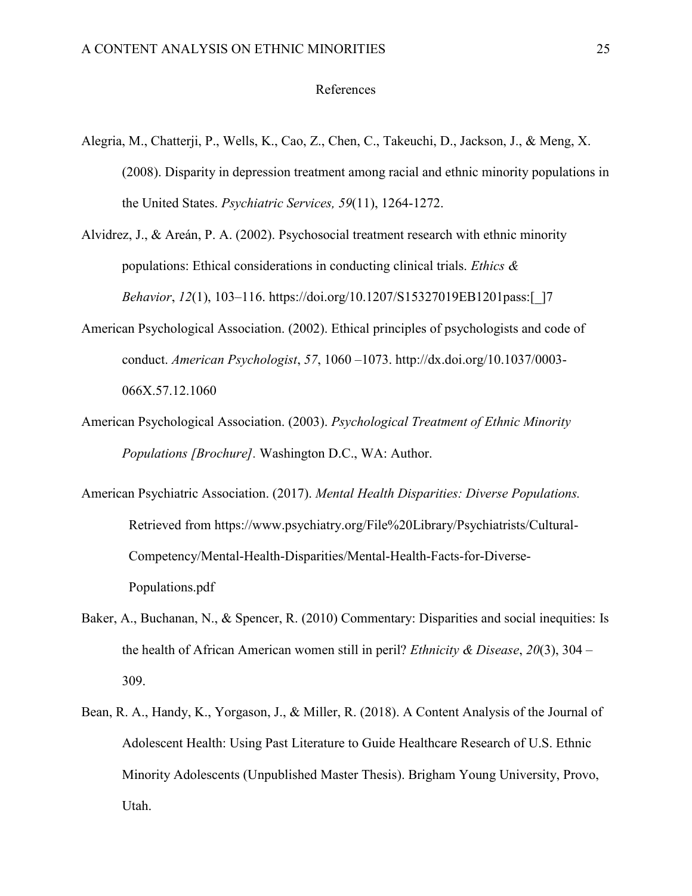# References

Alegria, M., Chatterji, P., Wells, K., Cao, Z., Chen, C., Takeuchi, D., Jackson, J., & Meng, X. (2008). Disparity in depression treatment among racial and ethnic minority populations in the United States. *Psychiatric Services, 59*(11), 1264-1272.

Alvidrez, J., & Areán, P. A. (2002). Psychosocial treatment research with ethnic minority populations: Ethical considerations in conducting clinical trials. *Ethics & Behavior*, *12*(1), 103–116. https://doi.org/10.1207/S15327019EB1201pass:[_]7

American Psychological Association. (2002). Ethical principles of psychologists and code of conduct. *American Psychologist*, *57*, 1060 –1073. http://dx.doi.org/10.1037/0003-066X.57.12.1060

American Psychological Association. (2003). *Psychological Treatment of Ethnic Minority Populations [Brochure].* Washington D.C., WA: Author.

American Psychiatric Association. (2017). *Mental Health Disparities: Diverse Populations.* Retrieved from https://www.psychiatry.org/File%20Library/Psychiatrists/Cultural-Competency/Mental-Health-Disparities/Mental-Health-Facts-for-Diverse-Populations.pdf

Baker, A., Buchanan, N., & Spencer, R. (2010) Commentary: Disparities and social inequities: Is the health of African American women still in peril? *Ethnicity & Disease*, *20*(3), 304 – 309.

Bean, R. A., Handy, K., Yorgason, J., & Miller, R. (2018). A Content Analysis of the Journal of Adolescent Health: Using Past Literature to Guide Healthcare Research of U.S. Ethnic Minority Adolescents (Unpublished Master Thesis). Brigham Young University, Provo, Utah.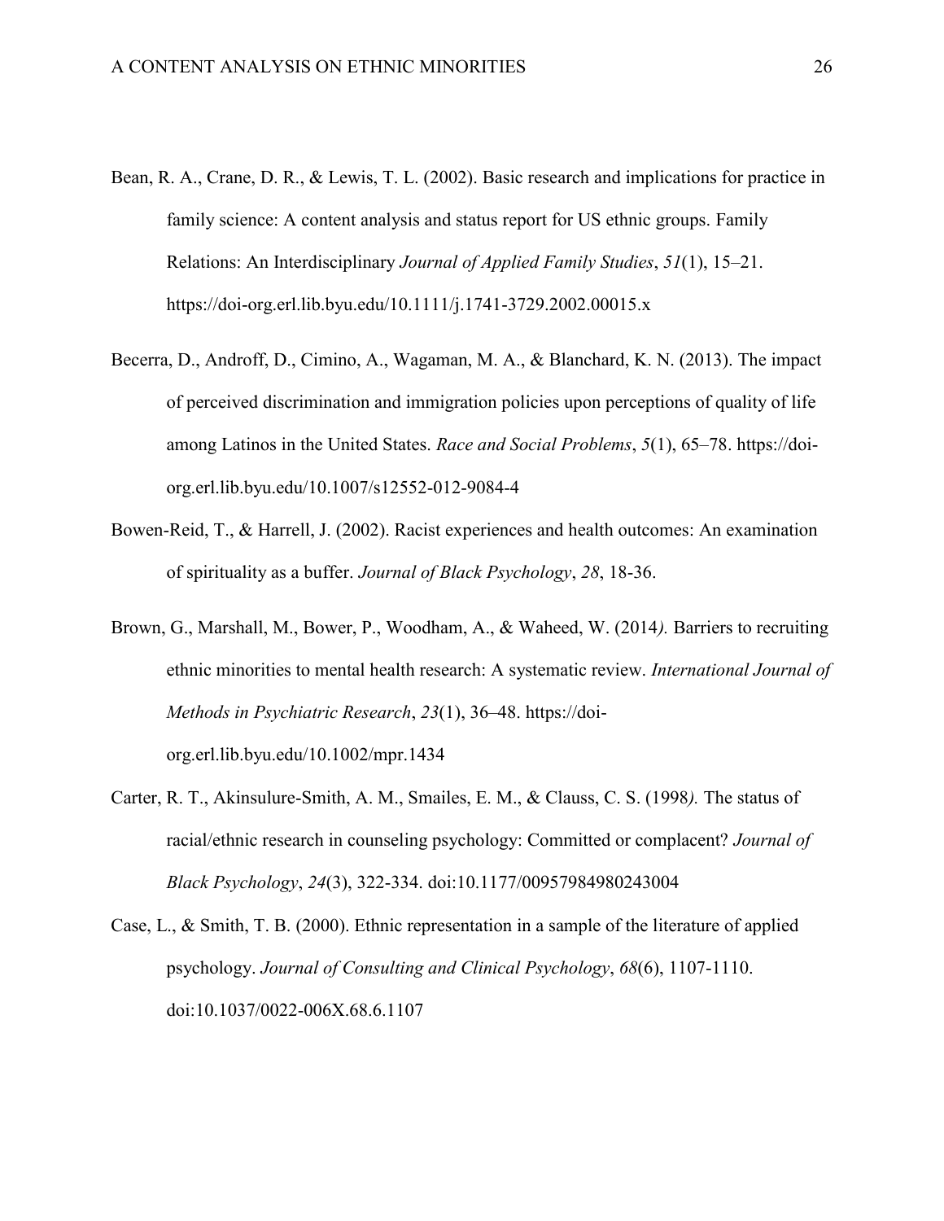Bean, R. A., Crane, D. R., & Lewis, T. L. (2002). Basic research and implications for practice in family science: A content analysis and status report for US ethnic groups. Family Relations: An Interdisciplinary *Journal of Applied Family Studies*, *51*(1), 15–21. https://doi-org.erl.lib.byu.edu/10.1111/j.1741-3729.2002.00015.x

Becerra, D., Androff, D., Cimino, A., Wagaman, M. A., & Blanchard, K. N. (2013). The impact of perceived discrimination and immigration policies upon perceptions of quality of life among Latinos in the United States. *Race and Social Problems*, *5*(1), 65–78. https://doi-org.erl.lib.byu.edu/10.1007/s12552-012-9084-4

Bowen-Reid, T., & Harrell, J. (2002). Racist experiences and health outcomes: An examination of spirituality as a buffer. *Journal of Black Psychology*, *28*, 18-36.

Brown, G., Marshall, M., Bower, P., Woodham, A., & Waheed, W. (2014*).* Barriers to recruiting ethnic minorities to mental health research: A systematic review. *International Journal of Methods in Psychiatric Research*, *23*(1), 36–48. https://doi-org.erl.lib.byu.edu/10.1002/mpr.1434

Carter, R. T., Akinsulure-Smith, A. M., Smailes, E. M., & Clauss, C. S. (1998*).* The status of racial/ethnic research in counseling psychology: Committed or complacent? *Journal of Black Psychology*, *24*(3), 322-334. doi:10.1177/00957984980243004

Case, L., & Smith, T. B. (2000). Ethnic representation in a sample of the literature of applied psychology. *Journal of Consulting and Clinical Psychology*, *68*(6), 1107-1110. doi:10.1037/0022-006X.68.6.1107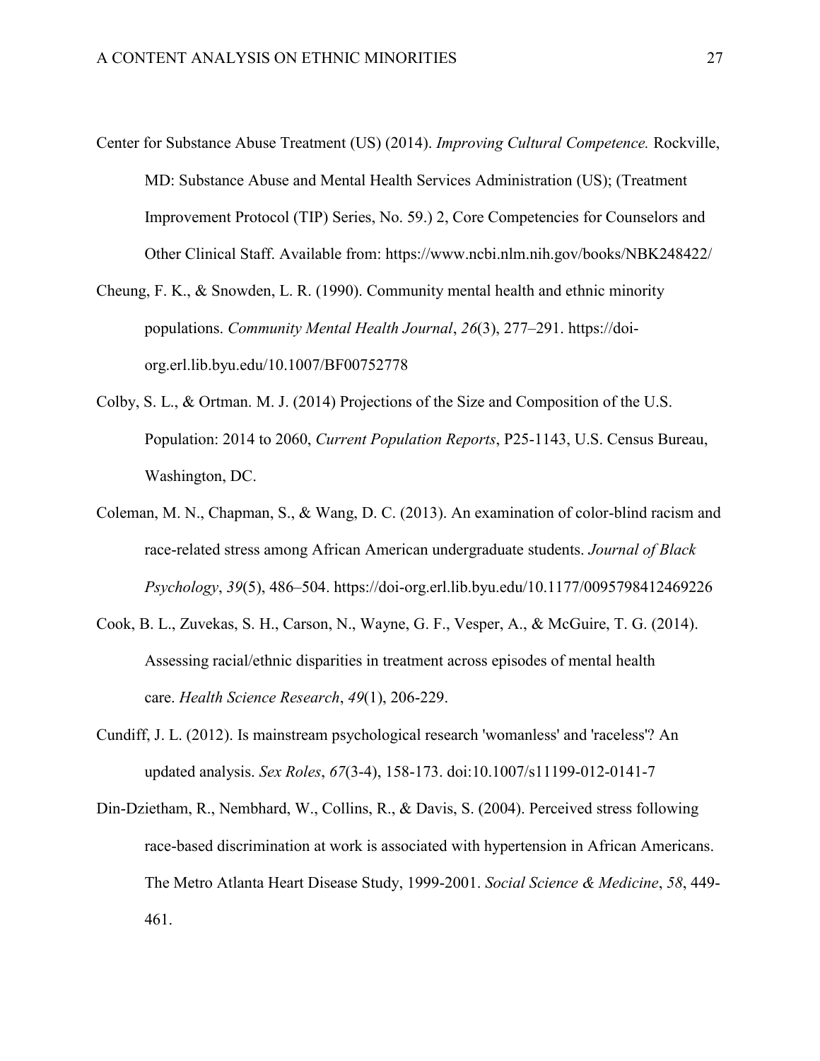Center for Substance Abuse Treatment (US) (2014). *Improving Cultural Competence.* Rockville, MD: Substance Abuse and Mental Health Services Administration (US); (Treatment Improvement Protocol (TIP) Series, No. 59.) 2, Core Competencies for Counselors and Other Clinical Staff. Available from: https://www.ncbi.nlm.nih.gov/books/NBK248422/

Cheung, F. K., & Snowden, L. R. (1990). Community mental health and ethnic minority populations. *Community Mental Health Journal*, *26*(3), 277–291. https://doi-org.erl.lib.byu.edu/10.1007/BF00752778

Colby, S. L., & Ortman. M. J. (2014) Projections of the Size and Composition of the U.S. Population: 2014 to 2060, *Current Population Reports*, P25-1143, U.S. Census Bureau, Washington, DC.

Coleman, M. N., Chapman, S., & Wang, D. C. (2013). An examination of color-blind racism and race-related stress among African American undergraduate students. *Journal of Black Psychology*, *39*(5), 486–504. https://doi-org.erl.lib.byu.edu/10.1177/0095798412469226

Cook, B. L., Zuvekas, S. H., Carson, N., Wayne, G. F., Vesper, A., & McGuire, T. G. (2014). Assessing racial/ethnic disparities in treatment across episodes of mental health care. *Health Science Research*, *49*(1), 206-229.

Cundiff, J. L. (2012). Is mainstream psychological research 'womanless' and 'raceless'? An updated analysis. *Sex Roles*, *67*(3-4), 158-173. doi:10.1007/s11199-012-0141-7

Din-Dzietham, R., Nembhard, W., Collins, R., & Davis, S. (2004). Perceived stress following race-based discrimination at work is associated with hypertension in African Americans. The Metro Atlanta Heart Disease Study, 1999-2001. *Social Science & Medicine*, *58*, 449-461.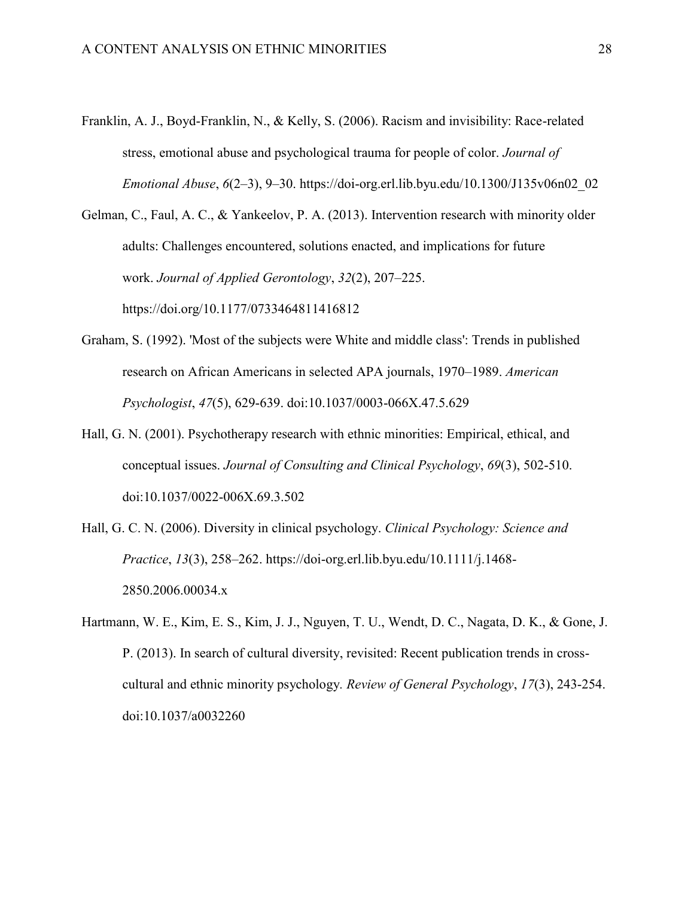Franklin, A. J., Boyd-Franklin, N., & Kelly, S. (2006). Racism and invisibility: Race-related stress, emotional abuse and psychological trauma for people of color. *Journal of Emotional Abuse*, *6*(2–3), 9–30. https://doi-org.erl.lib.byu.edu/10.1300/J135v06n02_02

Gelman, C., Faul, A. C., & Yankeelov, P. A. (2013). Intervention research with minority older adults: Challenges encountered, solutions enacted, and implications for future work. *Journal of Applied Gerontology*, *32*(2), 207–225. https://doi.org/10.1177/0733464811416812

Graham, S. (1992). 'Most of the subjects were White and middle class': Trends in published research on African Americans in selected APA journals, 1970–1989. *American Psychologist*, *47*(5), 629-639. doi:10.1037/0003-066X.47.5.629

Hall, G. N. (2001). Psychotherapy research with ethnic minorities: Empirical, ethical, and conceptual issues. *Journal of Consulting and Clinical Psychology*, *69*(3), 502-510. doi:10.1037/0022-006X.69.3.502

Hall, G. C. N. (2006). Diversity in clinical psychology. *Clinical Psychology: Science and Practice*, *13*(3), 258–262. https://doi-org.erl.lib.byu.edu/10.1111/j.1468-2850.2006.00034.x

Hartmann, W. E., Kim, E. S., Kim, J. J., Nguyen, T. U., Wendt, D. C., Nagata, D. K., & Gone, J. P. (2013). In search of cultural diversity, revisited: Recent publication trends in cross-cultural and ethnic minority psychology. *Review of General Psychology*, *17*(3), 243-254. doi:10.1037/a0032260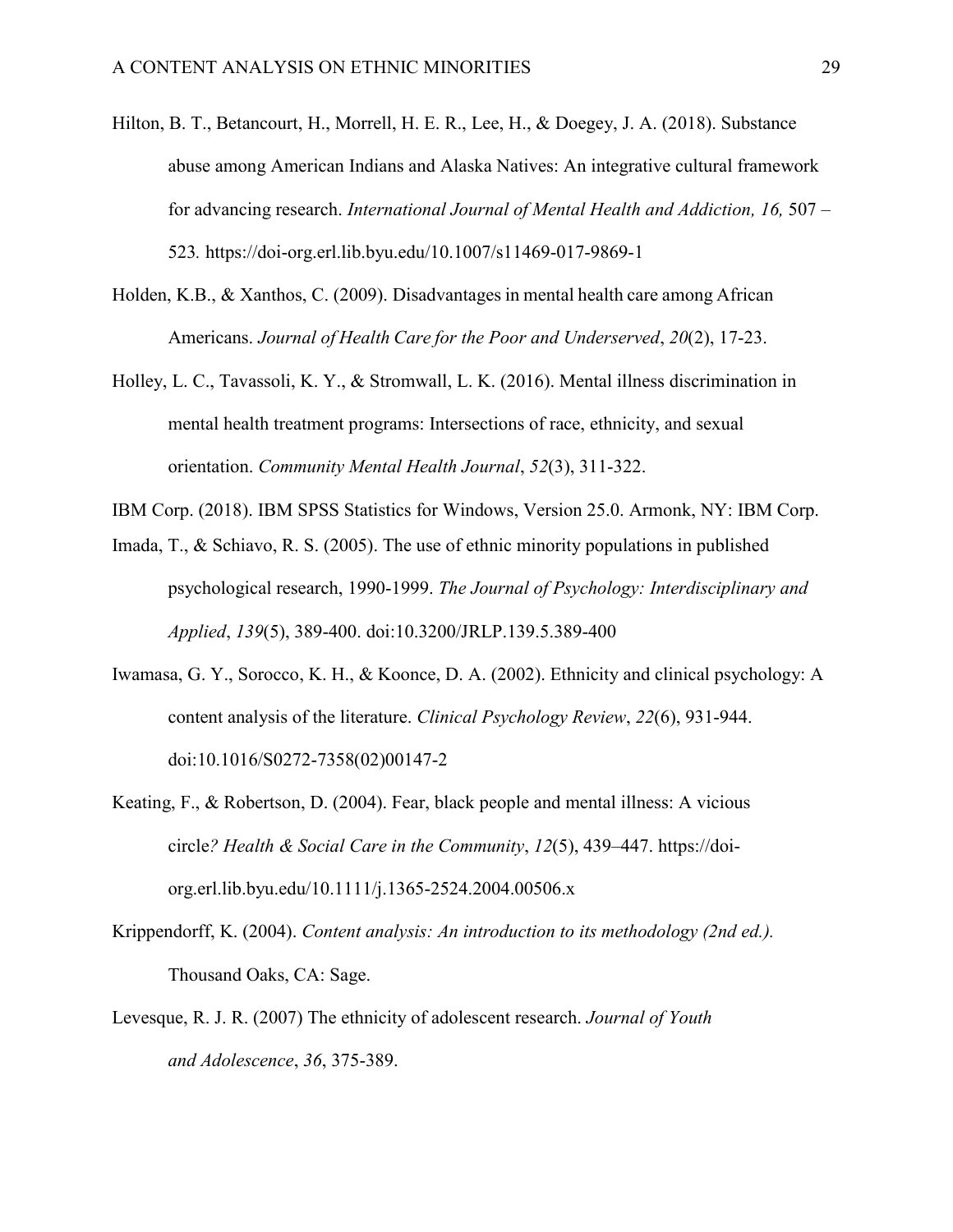Hilton, B. T., Betancourt, H., Morrell, H. E. R., Lee, H., & Doegey, J. A. (2018). Substance abuse among American Indians and Alaska Natives: An integrative cultural framework for advancing research. *International Journal of Mental Health and Addiction, 16,* 507 – 523*.* https://doi-org.erl.lib.byu.edu/10.1007/s11469-017-9869-1

Holden, K.B., & Xanthos, C. (2009). Disadvantages in mental health care among African Americans. *Journal of Health Care for the Poor and Underserved*, *20*(2), 17-23.

Holley, L. C., Tavassoli, K. Y., & Stromwall, L. K. (2016). Mental illness discrimination in mental health treatment programs: Intersections of race, ethnicity, and sexual orientation. *Community Mental Health Journal*, *52*(3), 311-322.

IBM Corp. (2018). IBM SPSS Statistics for Windows, Version 25.0. Armonk, NY: IBM Corp.

Imada, T., & Schiavo, R. S. (2005). The use of ethnic minority populations in published psychological research, 1990-1999. *The Journal of Psychology: Interdisciplinary and Applied*, *139*(5), 389-400. doi:10.3200/JRLP.139.5.389-400

Iwamasa, G. Y., Sorocco, K. H., & Koonce, D. A. (2002). Ethnicity and clinical psychology: A content analysis of the literature. *Clinical Psychology Review*, *22*(6), 931-944. doi:10.1016/S0272-7358(02)00147-2

Keating, F., & Robertson, D. (2004). Fear, black people and mental illness: A vicious circle*? Health & Social Care in the Community*, *12*(5), 439–447. https://doi-org.erl.lib.byu.edu/10.1111/j.1365-2524.2004.00506.x

Krippendorff, K. (2004). *Content analysis: An introduction to its methodology (2nd ed.).* Thousand Oaks, CA: Sage.

Levesque, R. J. R. (2007) The ethnicity of adolescent research. *Journal of Youth and Adolescence*, *36*, 375-389.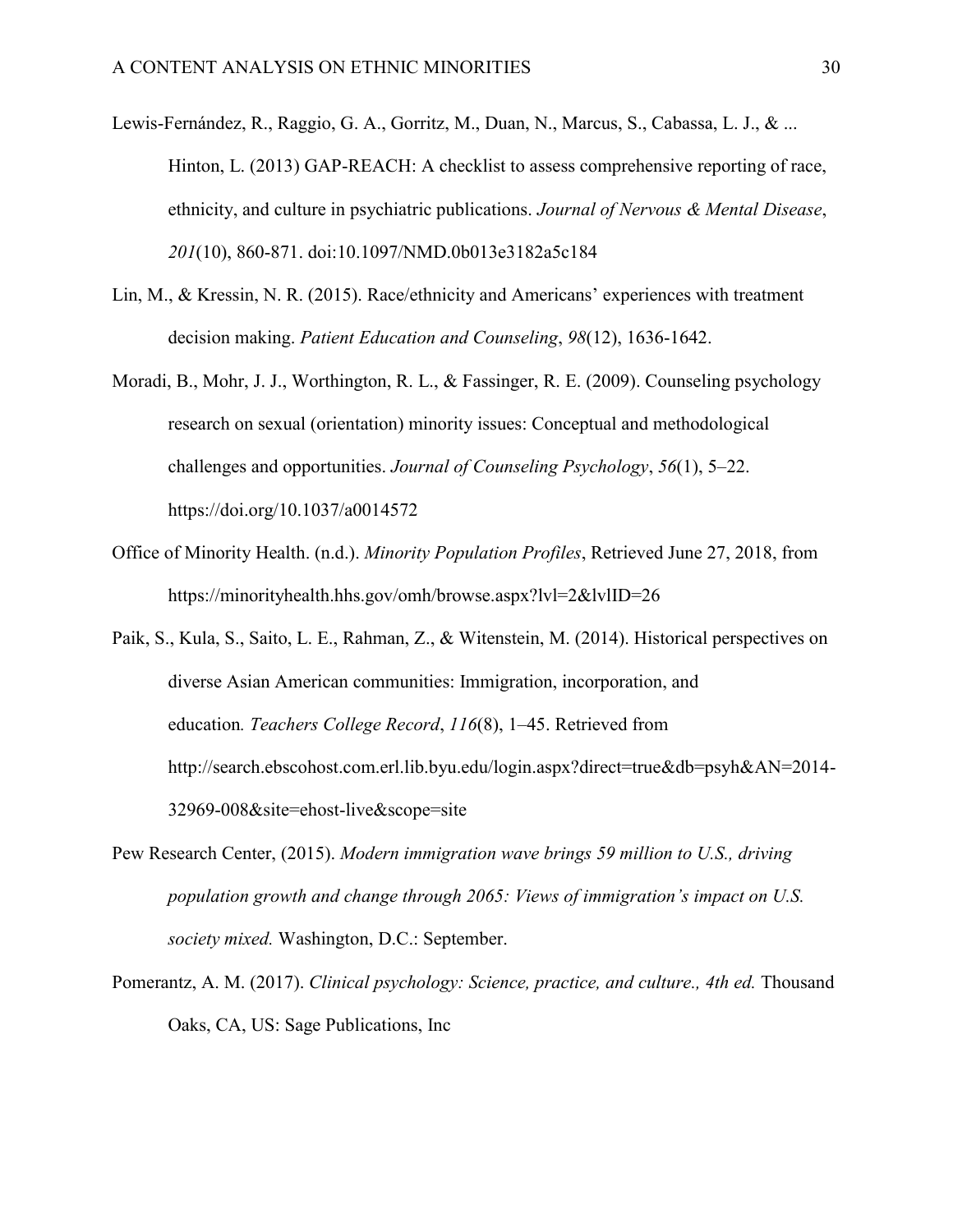Lewis-Fernández, R., Raggio, G. A., Gorritz, M., Duan, N., Marcus, S., Cabassa, L. J., & ... Hinton, L. (2013) GAP-REACH: A checklist to assess comprehensive reporting of race, ethnicity, and culture in psychiatric publications. *Journal of Nervous & Mental Disease*, *201*(10), 860-871. doi:10.1097/NMD.0b013e3182a5c184

Lin, M., & Kressin, N. R. (2015). Race/ethnicity and Americans' experiences with treatment decision making. *Patient Education and Counseling*, *98*(12), 1636-1642.

Moradi, B., Mohr, J. J., Worthington, R. L., & Fassinger, R. E. (2009). Counseling psychology research on sexual (orientation) minority issues: Conceptual and methodological challenges and opportunities. *Journal of Counseling Psychology*, *56*(1), 5–22. https://doi.org/10.1037/a0014572

Office of Minority Health. (n.d.). *Minority Population Profiles*, Retrieved June 27, 2018, from https://minorityhealth.hhs.gov/omh/browse.aspx?lvl=2&lvlID=26

Paik, S., Kula, S., Saito, L. E., Rahman, Z., & Witenstein, M. (2014). Historical perspectives on diverse Asian American communities: Immigration, incorporation, and education*. Teachers College Record*, *116*(8), 1–45. Retrieved from http://search.ebscohost.com.erl.lib.byu.edu/login.aspx?direct=true&db=psyh&AN=2014-32969-008&site=ehost-live&scope=site

Pew Research Center, (2015). *Modern immigration wave brings 59 million to U.S., driving population growth and change through 2065: Views of immigration's impact on U.S. society mixed.* Washington, D.C.: September.

Pomerantz, A. M. (2017). *Clinical psychology: Science, practice, and culture., 4th ed.* Thousand Oaks, CA, US: Sage Publications, Inc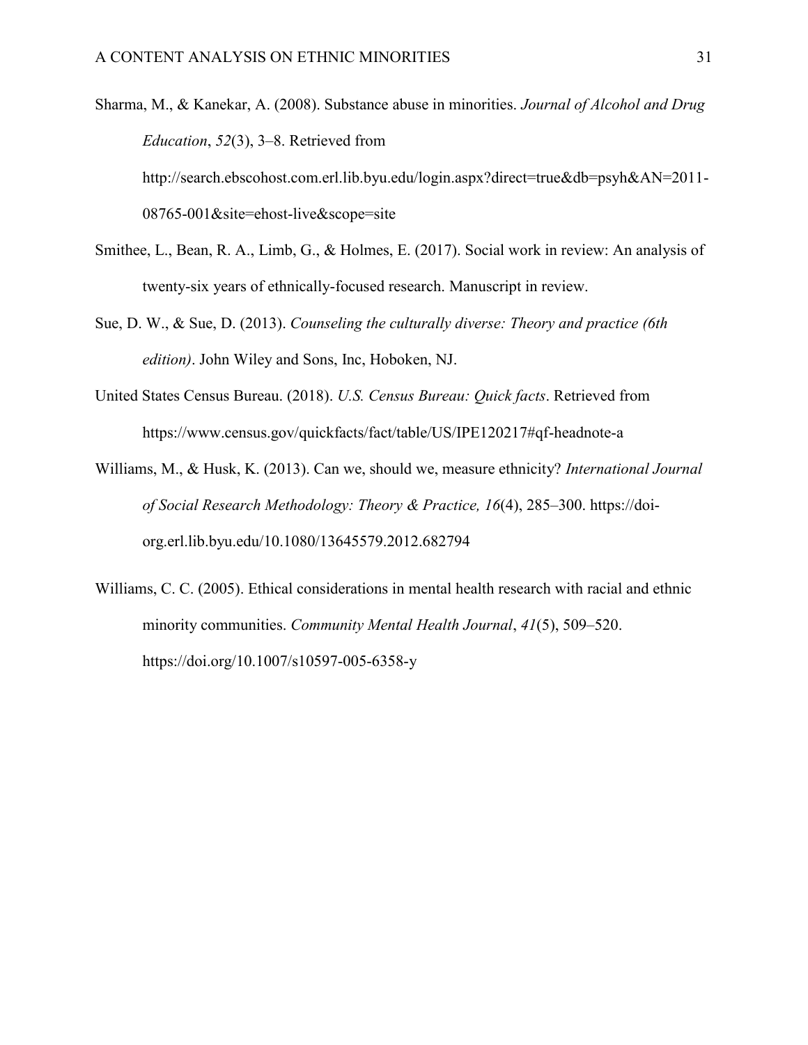Sharma, M., & Kanekar, A. (2008). Substance abuse in minorities. *Journal of Alcohol and Drug Education*, *52*(3), 3–8. Retrieved from http://search.ebscohost.com.erl.lib.byu.edu/login.aspx?direct=true&db=psyh&AN=2011-08765-001&site=ehost-live&scope=site

Smithee, L., Bean, R. A., Limb, G., & Holmes, E. (2017). Social work in review: An analysis of twenty-six years of ethnically-focused research. Manuscript in review.

Sue, D. W., & Sue, D. (2013). *Counseling the culturally diverse: Theory and practice (6th edition)*. John Wiley and Sons, Inc, Hoboken, NJ.

United States Census Bureau. (2018). *U.S. Census Bureau: Quick facts*. Retrieved from https://www.census.gov/quickfacts/fact/table/US/IPE120217#qf-headnote-a

Williams, M., & Husk, K. (2013). Can we, should we, measure ethnicity? *International Journal of Social Research Methodology: Theory & Practice, 16*(4), 285–300. https://doi-org.erl.lib.byu.edu/10.1080/13645579.2012.682794

Williams, C. C. (2005). Ethical considerations in mental health research with racial and ethnic minority communities. *Community Mental Health Journal*, *41*(5), 509–520. https://doi.org/10.1007/s10597-005-6358-y